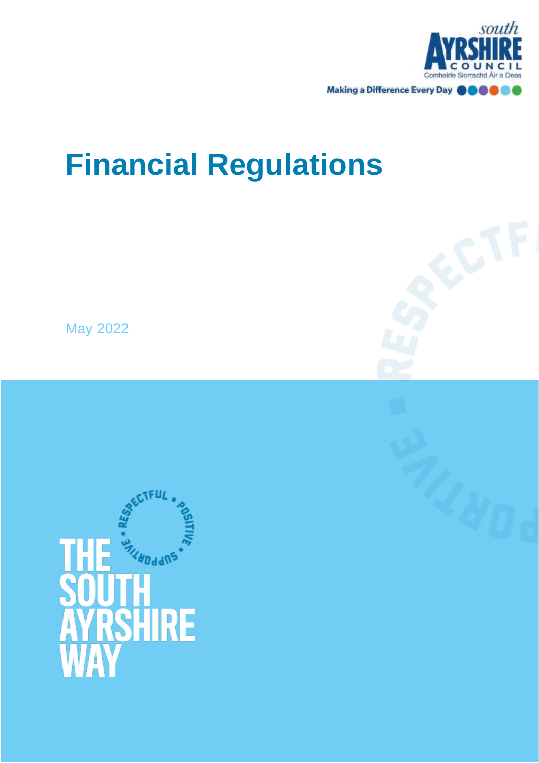south
AYRSHIRE
COUNCIL
Comhairle Siorrachd Àir a Deas

Making a Difference Every Day

# Financial Regulations

May 2022

RESPECTFUL • POSITIVE • SUPPORTIVE •

THE SOUTH AYRSHIRE WAY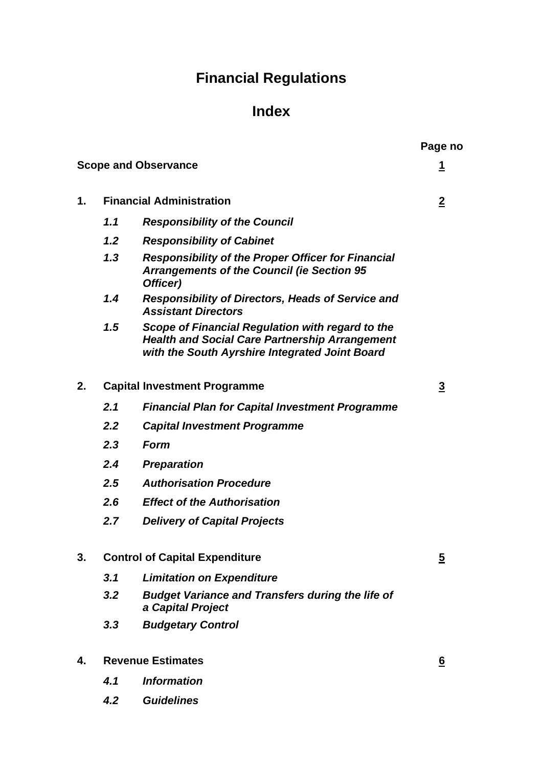# Financial Regulations

## Index

| | | | Page no |
|---|---|---|---|
| **Scope and Observance** | | | **1** |
| **1.** | **Financial Administration** | | **2** |
| | ***1.1*** | ***Responsibility of the Council*** | |
| | ***1.2*** | ***Responsibility of Cabinet*** | |
| | ***1.3*** | ***Responsibility of the Proper Officer for Financial Arrangements of the Council (ie Section 95 Officer)*** | |
| | ***1.4*** | ***Responsibility of Directors, Heads of Service and Assistant Directors*** | |
| | ***1.5*** | ***Scope of Financial Regulation with regard to the Health and Social Care Partnership Arrangement with the South Ayrshire Integrated Joint Board*** | |
| **2.** | **Capital Investment Programme** | | **3** |
| | ***2.1*** | ***Financial Plan for Capital Investment Programme*** | |
| | ***2.2*** | ***Capital Investment Programme*** | |
| | ***2.3*** | ***Form*** | |
| | ***2.4*** | ***Preparation*** | |
| | ***2.5*** | ***Authorisation Procedure*** | |
| | ***2.6*** | ***Effect of the Authorisation*** | |
| | ***2.7*** | ***Delivery of Capital Projects*** | |
| **3.** | **Control of Capital Expenditure** | | **5** |
| | ***3.1*** | ***Limitation on Expenditure*** | |
| | ***3.2*** | ***Budget Variance and Transfers during the life of a Capital Project*** | |
| | ***3.3*** | ***Budgetary Control*** | |
| **4.** | **Revenue Estimates** | | **6** |
| | ***4.1*** | ***Information*** | |
| | ***4.2*** | ***Guidelines*** | |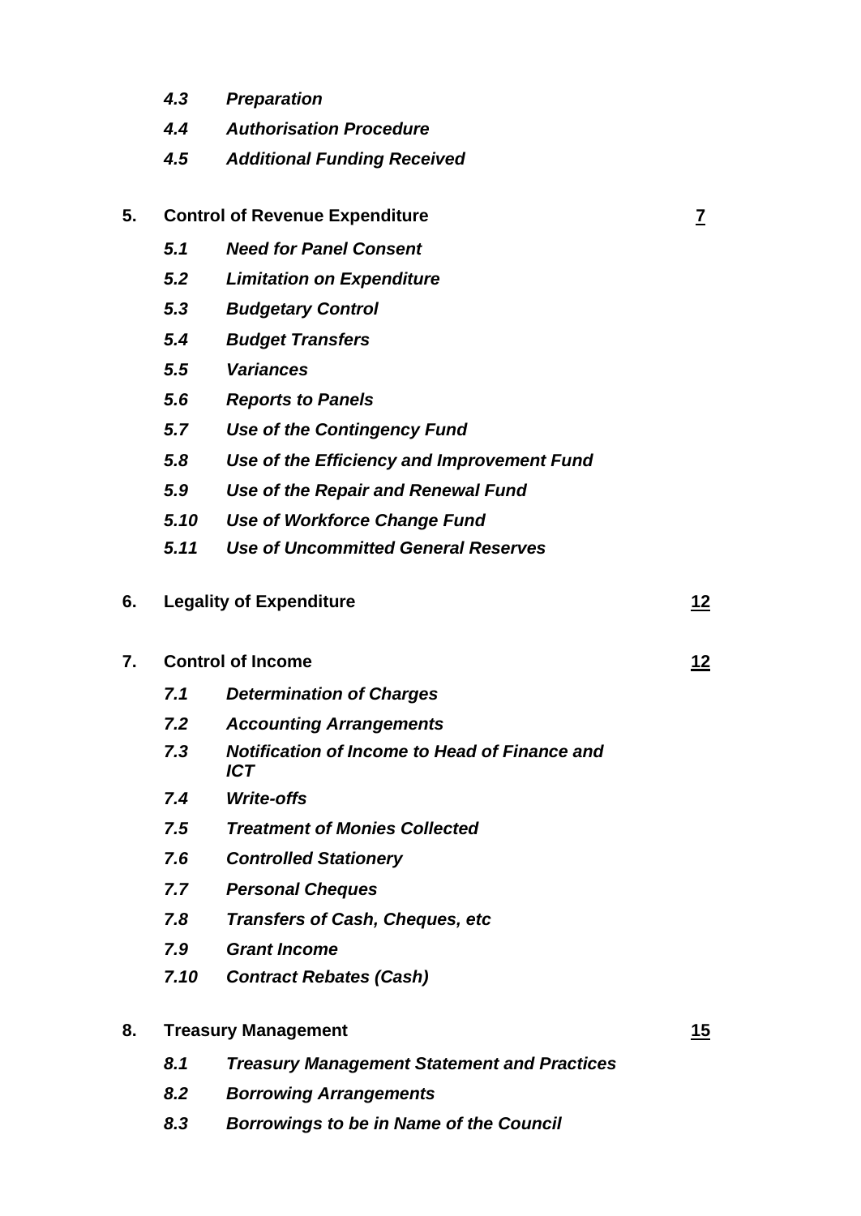| | | | |
|---|---|---|---|
| | ***4.3*** | ***Preparation*** | |
| | ***4.4*** | ***Authorisation Procedure*** | |
| | ***4.5*** | ***Additional Funding Received*** | |
| **5.** | **Control of Revenue Expenditure** | | **<u>7</u>** |
| | ***5.1*** | ***Need for Panel Consent*** | |
| | ***5.2*** | ***Limitation on Expenditure*** | |
| | ***5.3*** | ***Budgetary Control*** | |
| | ***5.4*** | ***Budget Transfers*** | |
| | ***5.5*** | ***Variances*** | |
| | ***5.6*** | ***Reports to Panels*** | |
| | ***5.7*** | ***Use of the Contingency Fund*** | |
| | ***5.8*** | ***Use of the Efficiency and Improvement Fund*** | |
| | ***5.9*** | ***Use of the Repair and Renewal Fund*** | |
| | ***5.10*** | ***Use of Workforce Change Fund*** | |
| | ***5.11*** | ***Use of Uncommitted General Reserves*** | |
| **6.** | **Legality of Expenditure** | | **<u>12</u>** |
| **7.** | **Control of Income** | | **<u>12</u>** |
| | ***7.1*** | ***Determination of Charges*** | |
| | ***7.2*** | ***Accounting Arrangements*** | |
| | ***7.3*** | ***Notification of Income to Head of Finance and ICT*** | |
| | ***7.4*** | ***Write-offs*** | |
| | ***7.5*** | ***Treatment of Monies Collected*** | |
| | ***7.6*** | ***Controlled Stationery*** | |
| | ***7.7*** | ***Personal Cheques*** | |
| | ***7.8*** | ***Transfers of Cash, Cheques, etc*** | |
| | ***7.9*** | ***Grant Income*** | |
| | ***7.10*** | ***Contract Rebates (Cash)*** | |
| **8.** | **Treasury Management** | | **<u>15</u>** |
| | ***8.1*** | ***Treasury Management Statement and Practices*** | |
| | ***8.2*** | ***Borrowing Arrangements*** | |
| | ***8.3*** | ***Borrowings to be in Name of the Council*** | |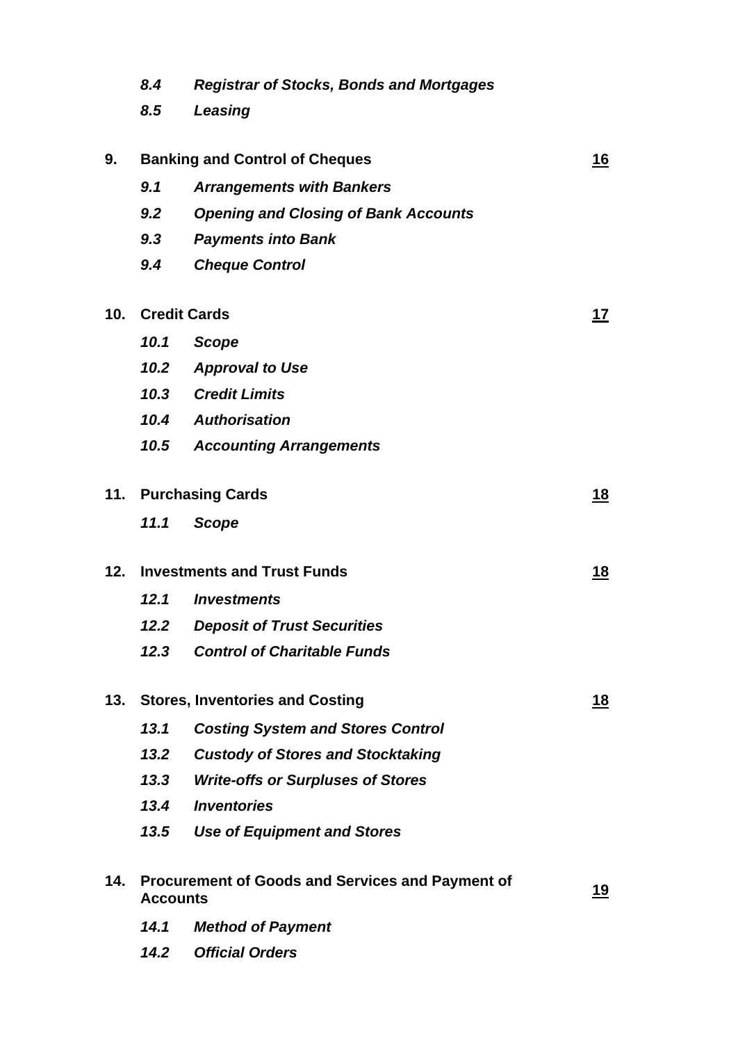| | | | |
|---|---|---|---|
| | ***8.4*** | ***Registrar of Stocks, Bonds and Mortgages*** | |
| | ***8.5*** | ***Leasing*** | |
| **9.** | **Banking and Control of Cheques** | | **16** |
| | ***9.1*** | ***Arrangements with Bankers*** | |
| | ***9.2*** | ***Opening and Closing of Bank Accounts*** | |
| | ***9.3*** | ***Payments into Bank*** | |
| | ***9.4*** | ***Cheque Control*** | |
| **10.** | **Credit Cards** | | **17** |
| | ***10.1*** | ***Scope*** | |
| | ***10.2*** | ***Approval to Use*** | |
| | ***10.3*** | ***Credit Limits*** | |
| | ***10.4*** | ***Authorisation*** | |
| | ***10.5*** | ***Accounting Arrangements*** | |
| **11.** | **Purchasing Cards** | | **18** |
| | ***11.1*** | ***Scope*** | |
| **12.** | **Investments and Trust Funds** | | **18** |
| | ***12.1*** | ***Investments*** | |
| | ***12.2*** | ***Deposit of Trust Securities*** | |
| | ***12.3*** | ***Control of Charitable Funds*** | |
| **13.** | **Stores, Inventories and Costing** | | **18** |
| | ***13.1*** | ***Costing System and Stores Control*** | |
| | ***13.2*** | ***Custody of Stores and Stocktaking*** | |
| | ***13.3*** | ***Write-offs or Surpluses of Stores*** | |
| | ***13.4*** | ***Inventories*** | |
| | ***13.5*** | ***Use of Equipment and Stores*** | |
| **14.** | **Procurement of Goods and Services and Payment of Accounts** | | **19** |
| | ***14.1*** | ***Method of Payment*** | |
| | ***14.2*** | ***Official Orders*** | |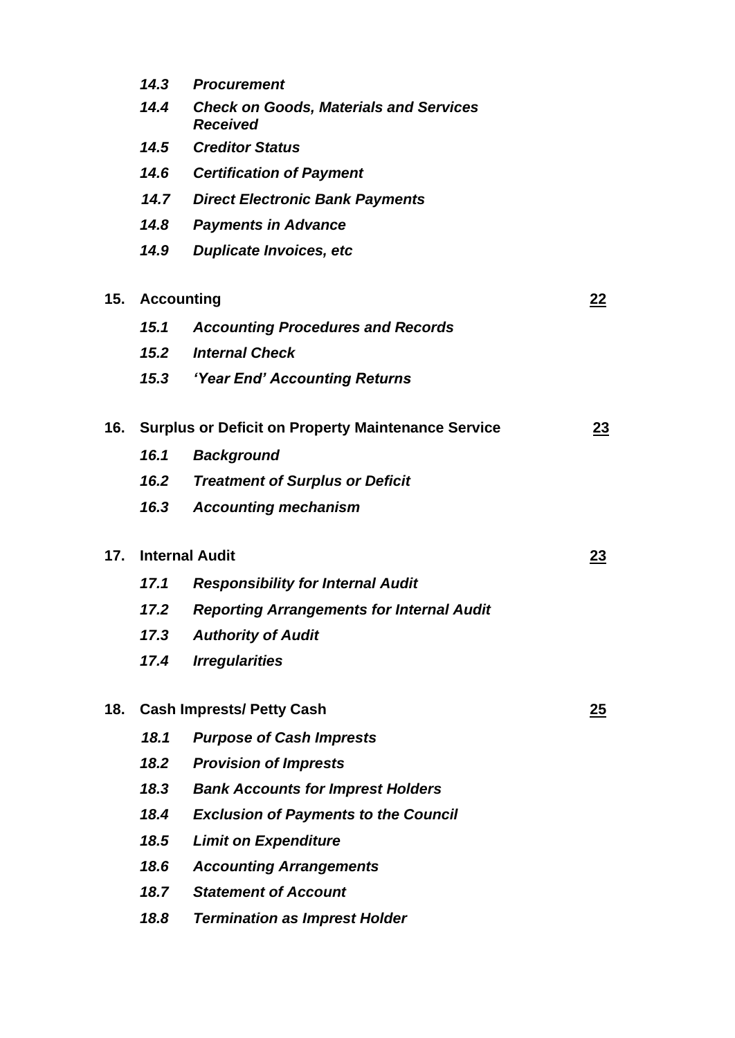*14.3 Procurement*

*14.4 Check on Goods, Materials and Services Received*

*14.5 Creditor Status*

*14.6 Certification of Payment*

*14.7 Direct Electronic Bank Payments*

*14.8 Payments in Advance*

*14.9 Duplicate Invoices, etc*

**15. Accounting** **22**

*15.1 Accounting Procedures and Records*

*15.2 Internal Check*

*15.3 'Year End' Accounting Returns*

**16. Surplus or Deficit on Property Maintenance Service** **23**

*16.1 Background*

*16.2 Treatment of Surplus or Deficit*

*16.3 Accounting mechanism*

**17. Internal Audit** **23**

*17.1 Responsibility for Internal Audit*

*17.2 Reporting Arrangements for Internal Audit*

*17.3 Authority of Audit*

*17.4 Irregularities*

**18. Cash Imprests/ Petty Cash** **25**

*18.1 Purpose of Cash Imprests*

*18.2 Provision of Imprests*

*18.3 Bank Accounts for Imprest Holders*

*18.4 Exclusion of Payments to the Council*

*18.5 Limit on Expenditure*

*18.6 Accounting Arrangements*

*18.7 Statement of Account*

*18.8 Termination as Imprest Holder*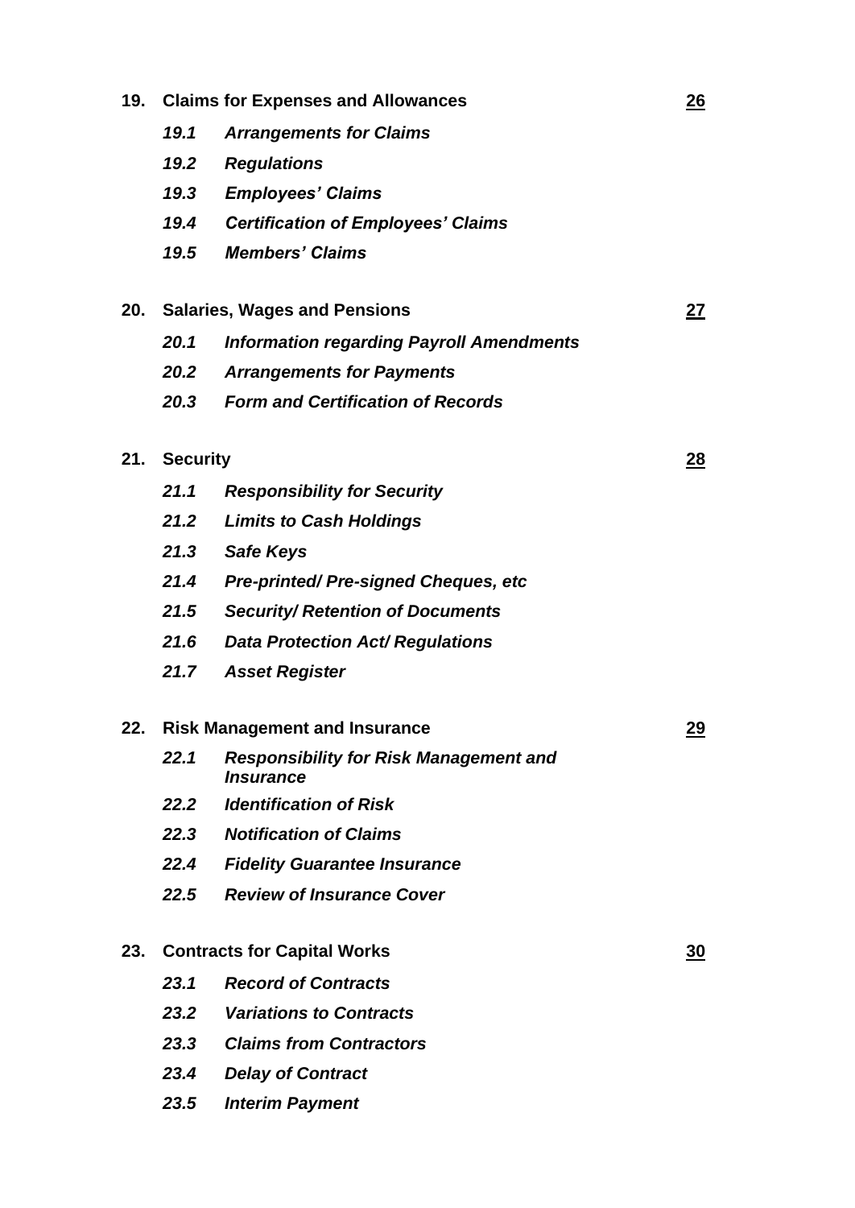| | | |
|---|---|---|
| **19.** | **Claims for Expenses and Allowances** | **26** |
| | ***19.1 Arrangements for Claims*** | |
| | ***19.2 Regulations*** | |
| | ***19.3 Employees' Claims*** | |
| | ***19.4 Certification of Employees' Claims*** | |
| | ***19.5 Members' Claims*** | |
| **20.** | **Salaries, Wages and Pensions** | **27** |
| | ***20.1 Information regarding Payroll Amendments*** | |
| | ***20.2 Arrangements for Payments*** | |
| | ***20.3 Form and Certification of Records*** | |
| **21.** | **Security** | **28** |
| | ***21.1 Responsibility for Security*** | |
| | ***21.2 Limits to Cash Holdings*** | |
| | ***21.3 Safe Keys*** | |
| | ***21.4 Pre-printed/ Pre-signed Cheques, etc*** | |
| | ***21.5 Security/ Retention of Documents*** | |
| | ***21.6 Data Protection Act/ Regulations*** | |
| | ***21.7 Asset Register*** | |
| **22.** | **Risk Management and Insurance** | **29** |
| | ***22.1 Responsibility for Risk Management and Insurance*** | |
| | ***22.2 Identification of Risk*** | |
| | ***22.3 Notification of Claims*** | |
| | ***22.4 Fidelity Guarantee Insurance*** | |
| | ***22.5 Review of Insurance Cover*** | |
| **23.** | **Contracts for Capital Works** | **30** |
| | ***23.1 Record of Contracts*** | |
| | ***23.2 Variations to Contracts*** | |
| | ***23.3 Claims from Contractors*** | |
| | ***23.4 Delay of Contract*** | |
| | ***23.5 Interim Payment*** | |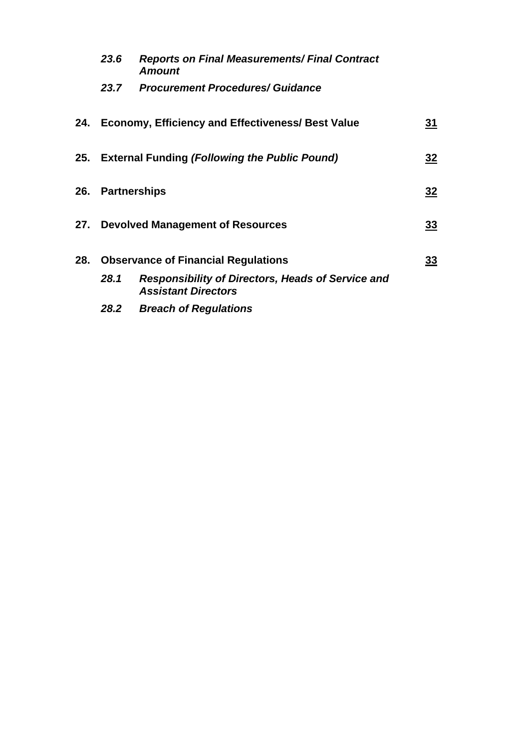*23.6 Reports on Final Measurements/ Final Contract Amount*

*23.7 Procurement Procedures/ Guidance*

| | | |
|---|---|---|
| **24.** | **Economy, Efficiency and Effectiveness/ Best Value** | **31** |
| **25.** | **External Funding *(Following the Public Pound)*** | **32** |
| **26.** | **Partnerships** | **32** |
| **27.** | **Devolved Management of Resources** | **33** |
| **28.** | **Observance of Financial Regulations** | **33** |

*28.1 Responsibility of Directors, Heads of Service and Assistant Directors*

*28.2 Breach of Regulations*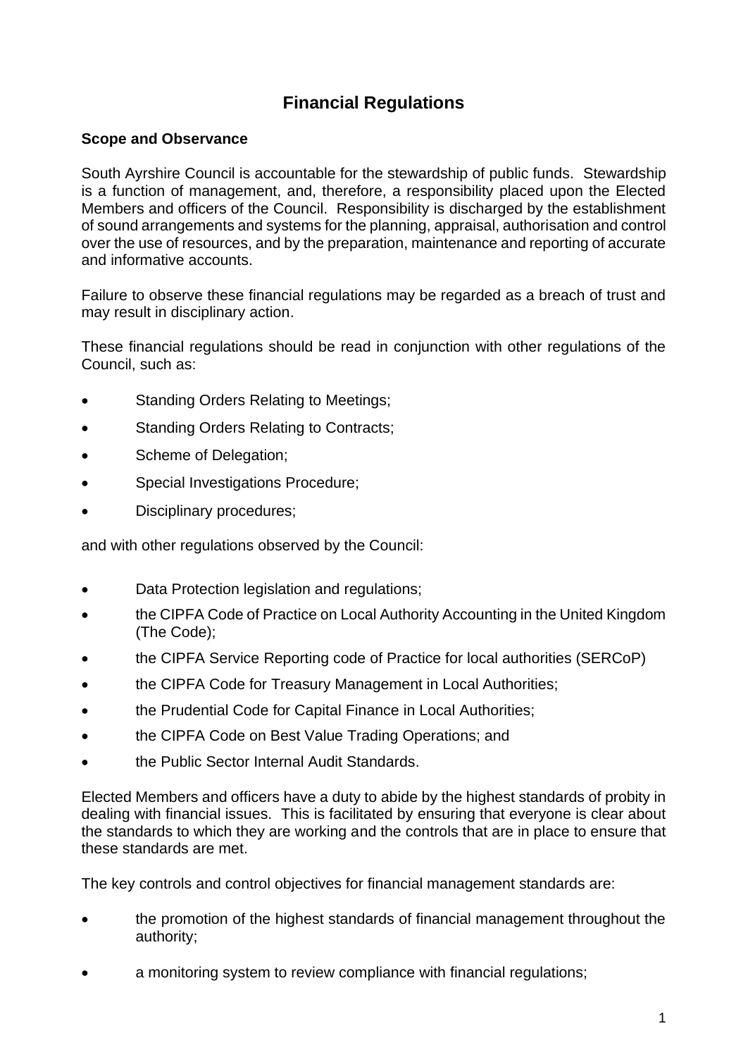# Financial Regulations

### Scope and Observance

South Ayrshire Council is accountable for the stewardship of public funds. Stewardship is a function of management, and, therefore, a responsibility placed upon the Elected Members and officers of the Council. Responsibility is discharged by the establishment of sound arrangements and systems for the planning, appraisal, authorisation and control over the use of resources, and by the preparation, maintenance and reporting of accurate and informative accounts.

Failure to observe these financial regulations may be regarded as a breach of trust and may result in disciplinary action.

These financial regulations should be read in conjunction with other regulations of the Council, such as:

- Standing Orders Relating to Meetings;
- Standing Orders Relating to Contracts;
- Scheme of Delegation;
- Special Investigations Procedure;
- Disciplinary procedures;

and with other regulations observed by the Council:

- Data Protection legislation and regulations;
- the CIPFA Code of Practice on Local Authority Accounting in the United Kingdom (The Code);
- the CIPFA Service Reporting code of Practice for local authorities (SERCoP)
- the CIPFA Code for Treasury Management in Local Authorities;
- the Prudential Code for Capital Finance in Local Authorities;
- the CIPFA Code on Best Value Trading Operations; and
- the Public Sector Internal Audit Standards.

Elected Members and officers have a duty to abide by the highest standards of probity in dealing with financial issues. This is facilitated by ensuring that everyone is clear about the standards to which they are working and the controls that are in place to ensure that these standards are met.

The key controls and control objectives for financial management standards are:

- the promotion of the highest standards of financial management throughout the authority;
- a monitoring system to review compliance with financial regulations;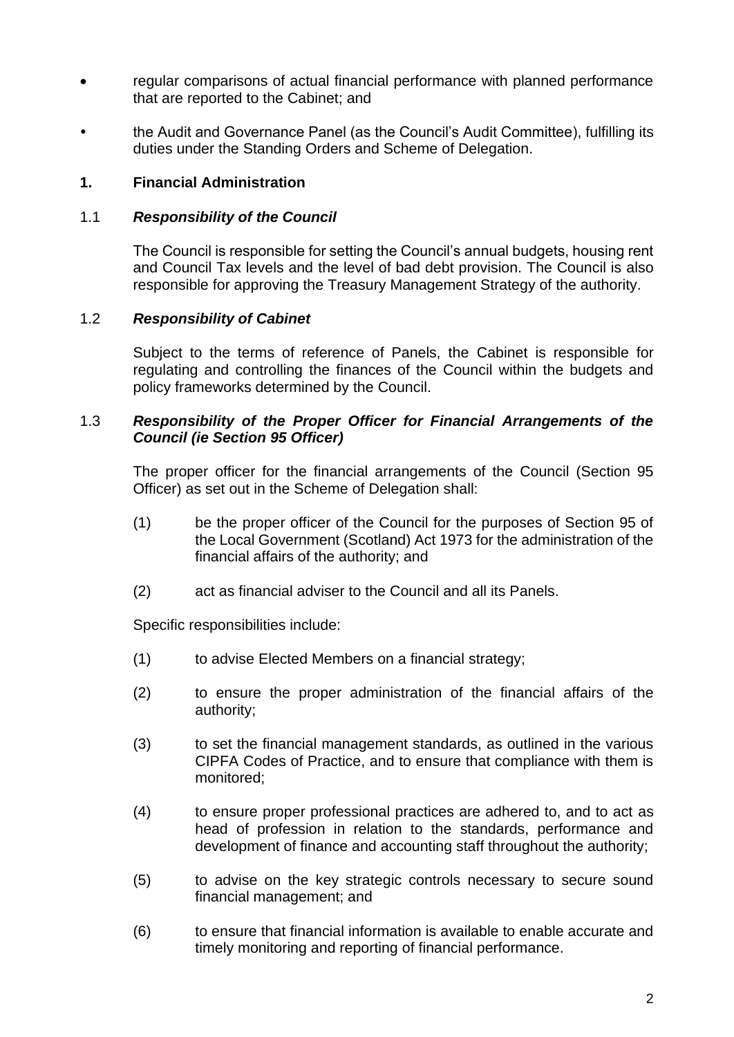- regular comparisons of actual financial performance with planned performance that are reported to the Cabinet; and
- the Audit and Governance Panel (as the Council's Audit Committee), fulfilling its duties under the Standing Orders and Scheme of Delegation.

## 1. Financial Administration

### 1.1 *Responsibility of the Council*

The Council is responsible for setting the Council's annual budgets, housing rent and Council Tax levels and the level of bad debt provision. The Council is also responsible for approving the Treasury Management Strategy of the authority.

### 1.2 *Responsibility of Cabinet*

Subject to the terms of reference of Panels, the Cabinet is responsible for regulating and controlling the finances of the Council within the budgets and policy frameworks determined by the Council.

### 1.3 *Responsibility of the Proper Officer for Financial Arrangements of the Council (ie Section 95 Officer)*

The proper officer for the financial arrangements of the Council (Section 95 Officer) as set out in the Scheme of Delegation shall:

(1) be the proper officer of the Council for the purposes of Section 95 of the Local Government (Scotland) Act 1973 for the administration of the financial affairs of the authority; and

(2) act as financial adviser to the Council and all its Panels.

Specific responsibilities include:

(1) to advise Elected Members on a financial strategy;

(2) to ensure the proper administration of the financial affairs of the authority;

(3) to set the financial management standards, as outlined in the various CIPFA Codes of Practice, and to ensure that compliance with them is monitored;

(4) to ensure proper professional practices are adhered to, and to act as head of profession in relation to the standards, performance and development of finance and accounting staff throughout the authority;

(5) to advise on the key strategic controls necessary to secure sound financial management; and

(6) to ensure that financial information is available to enable accurate and timely monitoring and reporting of financial performance.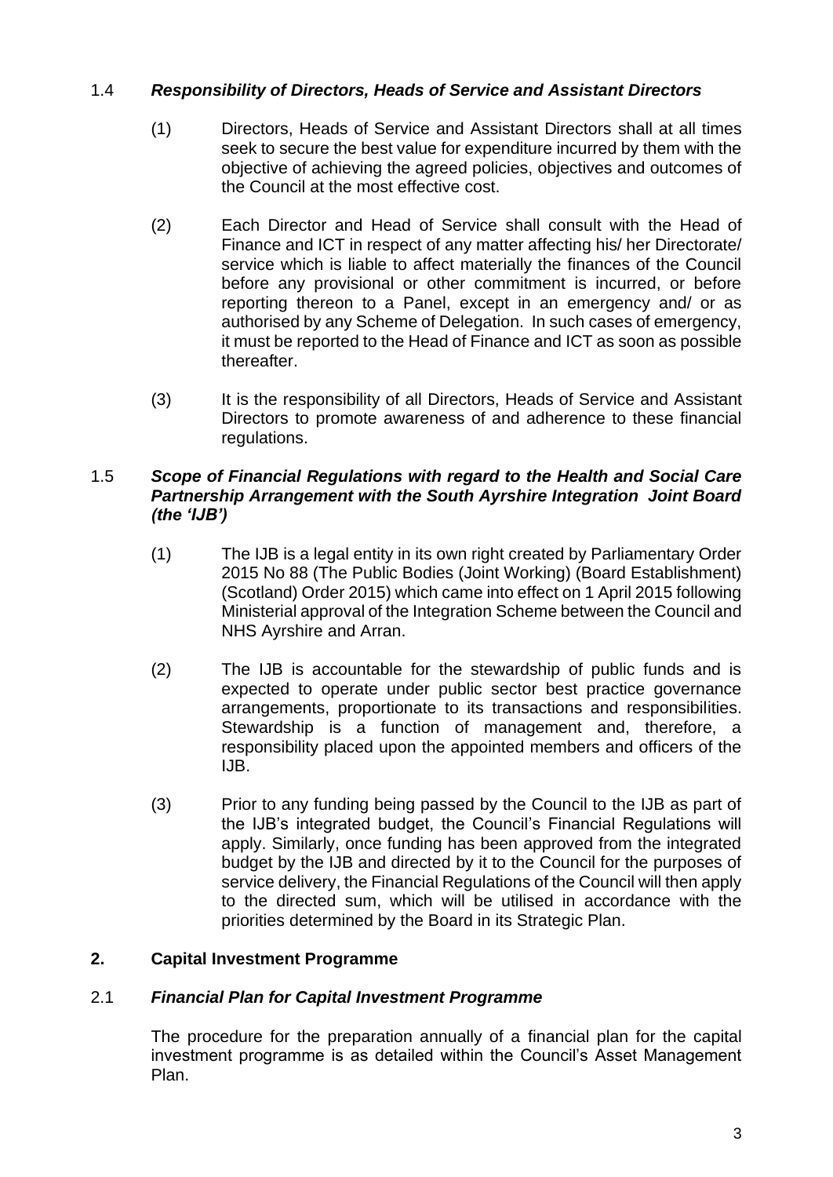### 1.4 *Responsibility of Directors, Heads of Service and Assistant Directors*

(1) Directors, Heads of Service and Assistant Directors shall at all times seek to secure the best value for expenditure incurred by them with the objective of achieving the agreed policies, objectives and outcomes of the Council at the most effective cost.

(2) Each Director and Head of Service shall consult with the Head of Finance and ICT in respect of any matter affecting his/ her Directorate/ service which is liable to affect materially the finances of the Council before any provisional or other commitment is incurred, or before reporting thereon to a Panel, except in an emergency and/ or as authorised by any Scheme of Delegation. In such cases of emergency, it must be reported to the Head of Finance and ICT as soon as possible thereafter.

(3) It is the responsibility of all Directors, Heads of Service and Assistant Directors to promote awareness of and adherence to these financial regulations.

### 1.5 *Scope of Financial Regulations with regard to the Health and Social Care Partnership Arrangement with the South Ayrshire Integration Joint Board (the 'IJB')*

(1) The IJB is a legal entity in its own right created by Parliamentary Order 2015 No 88 (The Public Bodies (Joint Working) (Board Establishment) (Scotland) Order 2015) which came into effect on 1 April 2015 following Ministerial approval of the Integration Scheme between the Council and NHS Ayrshire and Arran.

(2) The IJB is accountable for the stewardship of public funds and is expected to operate under public sector best practice governance arrangements, proportionate to its transactions and responsibilities. Stewardship is a function of management and, therefore, a responsibility placed upon the appointed members and officers of the IJB.

(3) Prior to any funding being passed by the Council to the IJB as part of the IJB's integrated budget, the Council's Financial Regulations will apply. Similarly, once funding has been approved from the integrated budget by the IJB and directed by it to the Council for the purposes of service delivery, the Financial Regulations of the Council will then apply to the directed sum, which will be utilised in accordance with the priorities determined by the Board in its Strategic Plan.

## 2. Capital Investment Programme

### 2.1 *Financial Plan for Capital Investment Programme*

The procedure for the preparation annually of a financial plan for the capital investment programme is as detailed within the Council's Asset Management Plan.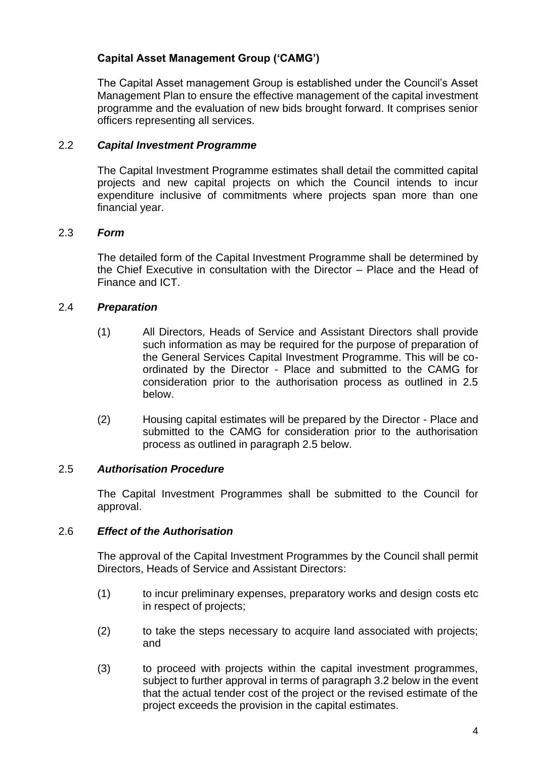**Capital Asset Management Group ('CAMG')**

The Capital Asset management Group is established under the Council's Asset Management Plan to ensure the effective management of the capital investment programme and the evaluation of new bids brought forward. It comprises senior officers representing all services.

2.2 ***Capital Investment Programme***

The Capital Investment Programme estimates shall detail the committed capital projects and new capital projects on which the Council intends to incur expenditure inclusive of commitments where projects span more than one financial year.

2.3 ***Form***

The detailed form of the Capital Investment Programme shall be determined by the Chief Executive in consultation with the Director – Place and the Head of Finance and ICT.

2.4 ***Preparation***

(1) All Directors, Heads of Service and Assistant Directors shall provide such information as may be required for the purpose of preparation of the General Services Capital Investment Programme. This will be co-ordinated by the Director - Place and submitted to the CAMG for consideration prior to the authorisation process as outlined in 2.5 below.

(2) Housing capital estimates will be prepared by the Director - Place and submitted to the CAMG for consideration prior to the authorisation process as outlined in paragraph 2.5 below.

2.5 ***Authorisation Procedure***

The Capital Investment Programmes shall be submitted to the Council for approval.

2.6 ***Effect of the Authorisation***

The approval of the Capital Investment Programmes by the Council shall permit Directors, Heads of Service and Assistant Directors:

(1) to incur preliminary expenses, preparatory works and design costs etc in respect of projects;

(2) to take the steps necessary to acquire land associated with projects; and

(3) to proceed with projects within the capital investment programmes, subject to further approval in terms of paragraph 3.2 below in the event that the actual tender cost of the project or the revised estimate of the project exceeds the provision in the capital estimates.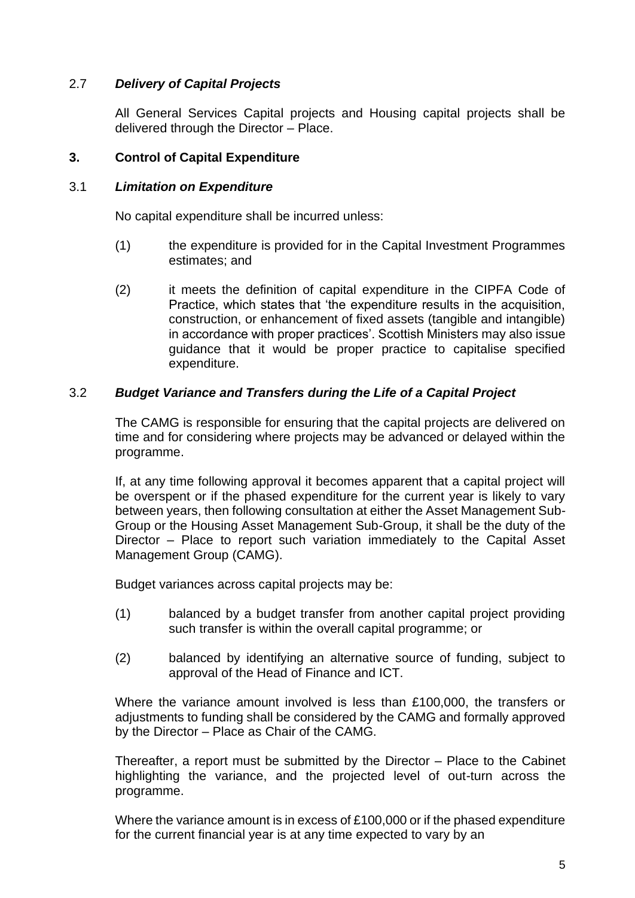### 2.7 *Delivery of Capital Projects*

All General Services Capital projects and Housing capital projects shall be delivered through the Director – Place.

## 3. Control of Capital Expenditure

### 3.1 *Limitation on Expenditure*

No capital expenditure shall be incurred unless:

(1) the expenditure is provided for in the Capital Investment Programmes estimates; and

(2) it meets the definition of capital expenditure in the CIPFA Code of Practice, which states that 'the expenditure results in the acquisition, construction, or enhancement of fixed assets (tangible and intangible) in accordance with proper practices'. Scottish Ministers may also issue guidance that it would be proper practice to capitalise specified expenditure.

### 3.2 *Budget Variance and Transfers during the Life of a Capital Project*

The CAMG is responsible for ensuring that the capital projects are delivered on time and for considering where projects may be advanced or delayed within the programme.

If, at any time following approval it becomes apparent that a capital project will be overspent or if the phased expenditure for the current year is likely to vary between years, then following consultation at either the Asset Management Sub-Group or the Housing Asset Management Sub-Group, it shall be the duty of the Director – Place to report such variation immediately to the Capital Asset Management Group (CAMG).

Budget variances across capital projects may be:

(1) balanced by a budget transfer from another capital project providing such transfer is within the overall capital programme; or

(2) balanced by identifying an alternative source of funding, subject to approval of the Head of Finance and ICT.

Where the variance amount involved is less than £100,000, the transfers or adjustments to funding shall be considered by the CAMG and formally approved by the Director – Place as Chair of the CAMG.

Thereafter, a report must be submitted by the Director – Place to the Cabinet highlighting the variance, and the projected level of out-turn across the programme.

Where the variance amount is in excess of £100,000 or if the phased expenditure for the current financial year is at any time expected to vary by an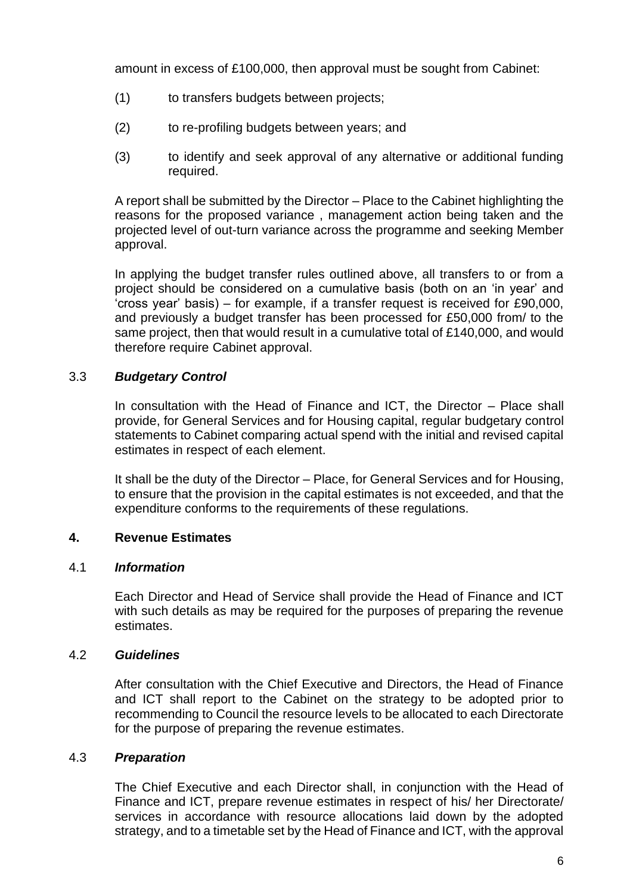amount in excess of £100,000, then approval must be sought from Cabinet:

(1) to transfers budgets between projects;

(2) to re-profiling budgets between years; and

(3) to identify and seek approval of any alternative or additional funding required.

A report shall be submitted by the Director – Place to the Cabinet highlighting the reasons for the proposed variance , management action being taken and the projected level of out-turn variance across the programme and seeking Member approval.

In applying the budget transfer rules outlined above, all transfers to or from a project should be considered on a cumulative basis (both on an 'in year' and 'cross year' basis) – for example, if a transfer request is received for £90,000, and previously a budget transfer has been processed for £50,000 from/ to the same project, then that would result in a cumulative total of £140,000, and would therefore require Cabinet approval.

### 3.3 *Budgetary Control*

In consultation with the Head of Finance and ICT, the Director – Place shall provide, for General Services and for Housing capital, regular budgetary control statements to Cabinet comparing actual spend with the initial and revised capital estimates in respect of each element.

It shall be the duty of the Director – Place, for General Services and for Housing, to ensure that the provision in the capital estimates is not exceeded, and that the expenditure conforms to the requirements of these regulations.

## 4. Revenue Estimates

### 4.1 *Information*

Each Director and Head of Service shall provide the Head of Finance and ICT with such details as may be required for the purposes of preparing the revenue estimates.

### 4.2 *Guidelines*

After consultation with the Chief Executive and Directors, the Head of Finance and ICT shall report to the Cabinet on the strategy to be adopted prior to recommending to Council the resource levels to be allocated to each Directorate for the purpose of preparing the revenue estimates.

### 4.3 *Preparation*

The Chief Executive and each Director shall, in conjunction with the Head of Finance and ICT, prepare revenue estimates in respect of his/ her Directorate/ services in accordance with resource allocations laid down by the adopted strategy, and to a timetable set by the Head of Finance and ICT, with the approval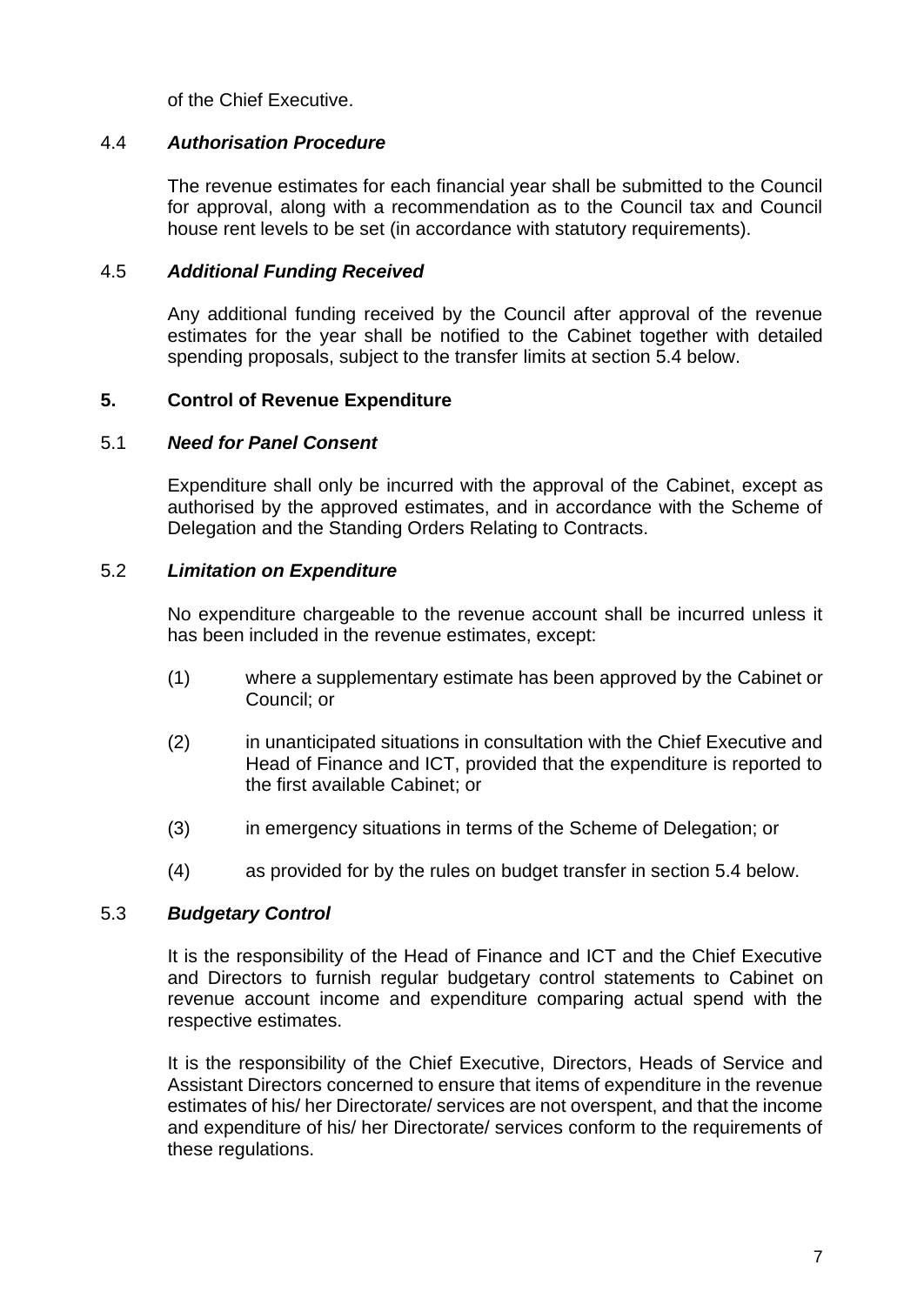of the Chief Executive.

### 4.4 ***Authorisation Procedure***

The revenue estimates for each financial year shall be submitted to the Council for approval, along with a recommendation as to the Council tax and Council house rent levels to be set (in accordance with statutory requirements).

### 4.5 ***Additional Funding Received***

Any additional funding received by the Council after approval of the revenue estimates for the year shall be notified to the Cabinet together with detailed spending proposals, subject to the transfer limits at section 5.4 below.

## 5. Control of Revenue Expenditure

### 5.1 ***Need for Panel Consent***

Expenditure shall only be incurred with the approval of the Cabinet, except as authorised by the approved estimates, and in accordance with the Scheme of Delegation and the Standing Orders Relating to Contracts.

### 5.2 ***Limitation on Expenditure***

No expenditure chargeable to the revenue account shall be incurred unless it has been included in the revenue estimates, except:

(1) where a supplementary estimate has been approved by the Cabinet or Council; or

(2) in unanticipated situations in consultation with the Chief Executive and Head of Finance and ICT, provided that the expenditure is reported to the first available Cabinet; or

(3) in emergency situations in terms of the Scheme of Delegation; or

(4) as provided for by the rules on budget transfer in section 5.4 below.

### 5.3 ***Budgetary Control***

It is the responsibility of the Head of Finance and ICT and the Chief Executive and Directors to furnish regular budgetary control statements to Cabinet on revenue account income and expenditure comparing actual spend with the respective estimates.

It is the responsibility of the Chief Executive, Directors, Heads of Service and Assistant Directors concerned to ensure that items of expenditure in the revenue estimates of his/ her Directorate/ services are not overspent, and that the income and expenditure of his/ her Directorate/ services conform to the requirements of these regulations.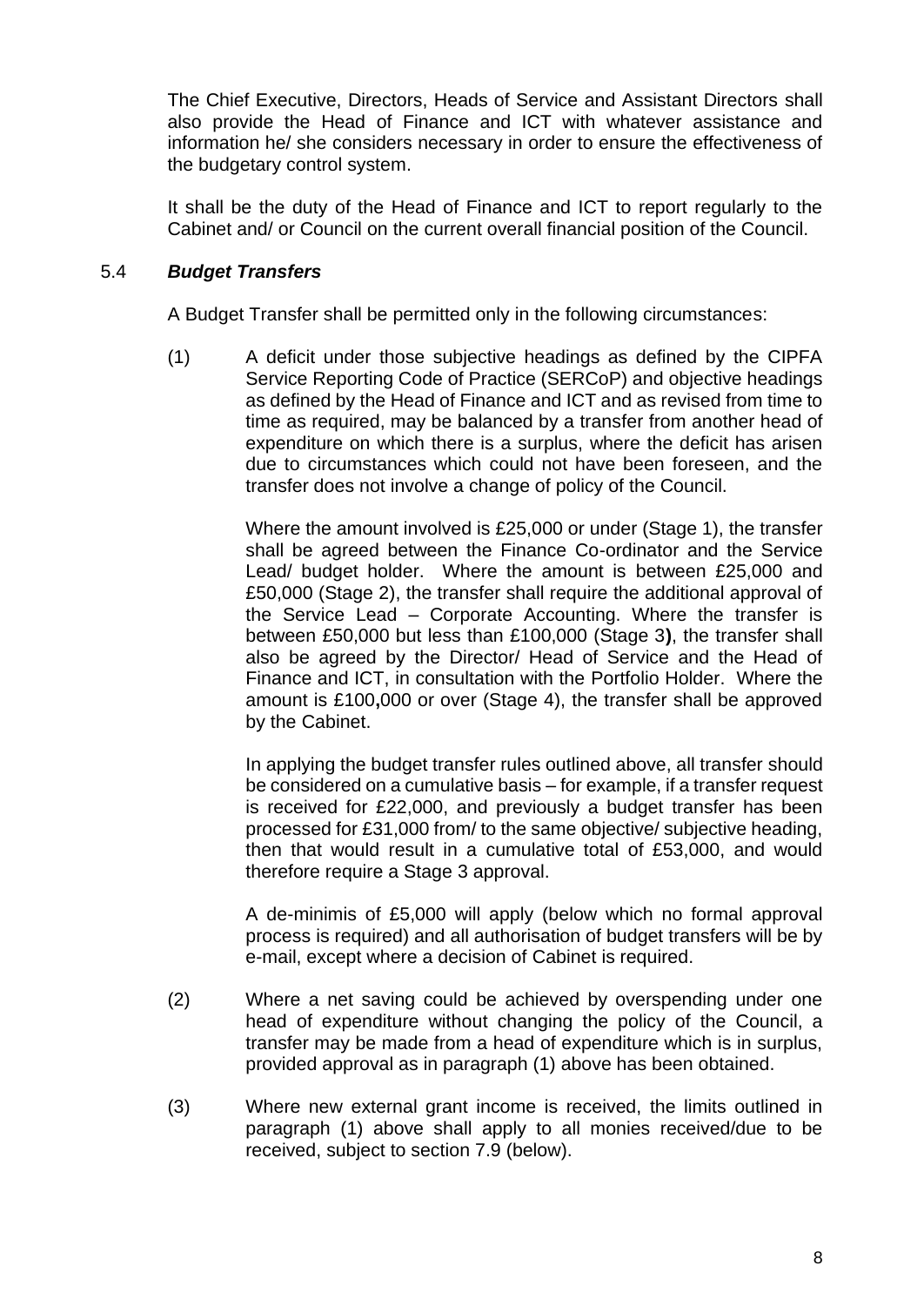The Chief Executive, Directors, Heads of Service and Assistant Directors shall also provide the Head of Finance and ICT with whatever assistance and information he/ she considers necessary in order to ensure the effectiveness of the budgetary control system.

It shall be the duty of the Head of Finance and ICT to report regularly to the Cabinet and/ or Council on the current overall financial position of the Council.

### 5.4 ***Budget Transfers***

A Budget Transfer shall be permitted only in the following circumstances:

(1) A deficit under those subjective headings as defined by the CIPFA Service Reporting Code of Practice (SERCoP) and objective headings as defined by the Head of Finance and ICT and as revised from time to time as required, may be balanced by a transfer from another head of expenditure on which there is a surplus, where the deficit has arisen due to circumstances which could not have been foreseen, and the transfer does not involve a change of policy of the Council.

Where the amount involved is £25,000 or under (Stage 1), the transfer shall be agreed between the Finance Co-ordinator and the Service Lead/ budget holder. Where the amount is between £25,000 and £50,000 (Stage 2), the transfer shall require the additional approval of the Service Lead – Corporate Accounting. Where the transfer is between £50,000 but less than £100,000 (Stage 3**)**, the transfer shall also be agreed by the Director/ Head of Service and the Head of Finance and ICT, in consultation with the Portfolio Holder. Where the amount is £100**,**000 or over (Stage 4), the transfer shall be approved by the Cabinet.

In applying the budget transfer rules outlined above, all transfer should be considered on a cumulative basis – for example, if a transfer request is received for £22,000, and previously a budget transfer has been processed for £31,000 from/ to the same objective/ subjective heading, then that would result in a cumulative total of £53,000, and would therefore require a Stage 3 approval.

A de-minimis of £5,000 will apply (below which no formal approval process is required) and all authorisation of budget transfers will be by e-mail, except where a decision of Cabinet is required.

(2) Where a net saving could be achieved by overspending under one head of expenditure without changing the policy of the Council, a transfer may be made from a head of expenditure which is in surplus, provided approval as in paragraph (1) above has been obtained.

(3) Where new external grant income is received, the limits outlined in paragraph (1) above shall apply to all monies received/due to be received, subject to section 7.9 (below).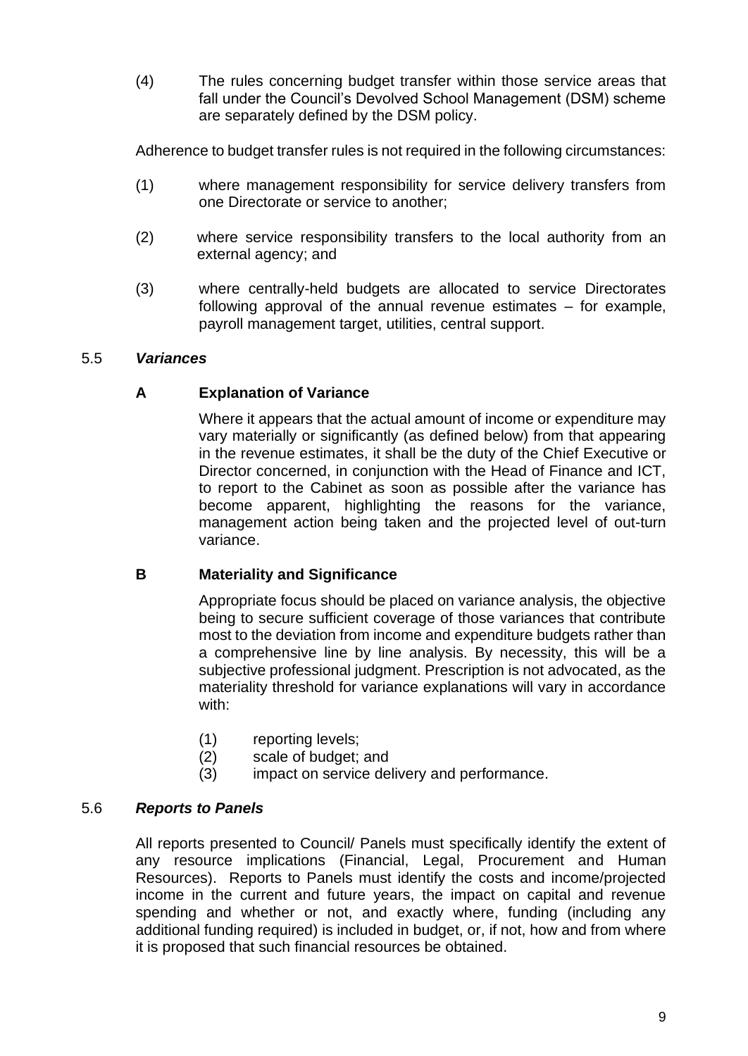(4) The rules concerning budget transfer within those service areas that fall under the Council's Devolved School Management (DSM) scheme are separately defined by the DSM policy.

Adherence to budget transfer rules is not required in the following circumstances:

(1) where management responsibility for service delivery transfers from one Directorate or service to another;

(2) where service responsibility transfers to the local authority from an external agency; and

(3) where centrally-held budgets are allocated to service Directorates following approval of the annual revenue estimates – for example, payroll management target, utilities, central support.

### 5.5 *Variances*

#### A Explanation of Variance

Where it appears that the actual amount of income or expenditure may vary materially or significantly (as defined below) from that appearing in the revenue estimates, it shall be the duty of the Chief Executive or Director concerned, in conjunction with the Head of Finance and ICT, to report to the Cabinet as soon as possible after the variance has become apparent, highlighting the reasons for the variance, management action being taken and the projected level of out-turn variance.

#### B Materiality and Significance

Appropriate focus should be placed on variance analysis, the objective being to secure sufficient coverage of those variances that contribute most to the deviation from income and expenditure budgets rather than a comprehensive line by line analysis. By necessity, this will be a subjective professional judgment. Prescription is not advocated, as the materiality threshold for variance explanations will vary in accordance with:

(1) reporting levels;
(2) scale of budget; and
(3) impact on service delivery and performance.

### 5.6 *Reports to Panels*

All reports presented to Council/ Panels must specifically identify the extent of any resource implications (Financial, Legal, Procurement and Human Resources). Reports to Panels must identify the costs and income/projected income in the current and future years, the impact on capital and revenue spending and whether or not, and exactly where, funding (including any additional funding required) is included in budget, or, if not, how and from where it is proposed that such financial resources be obtained.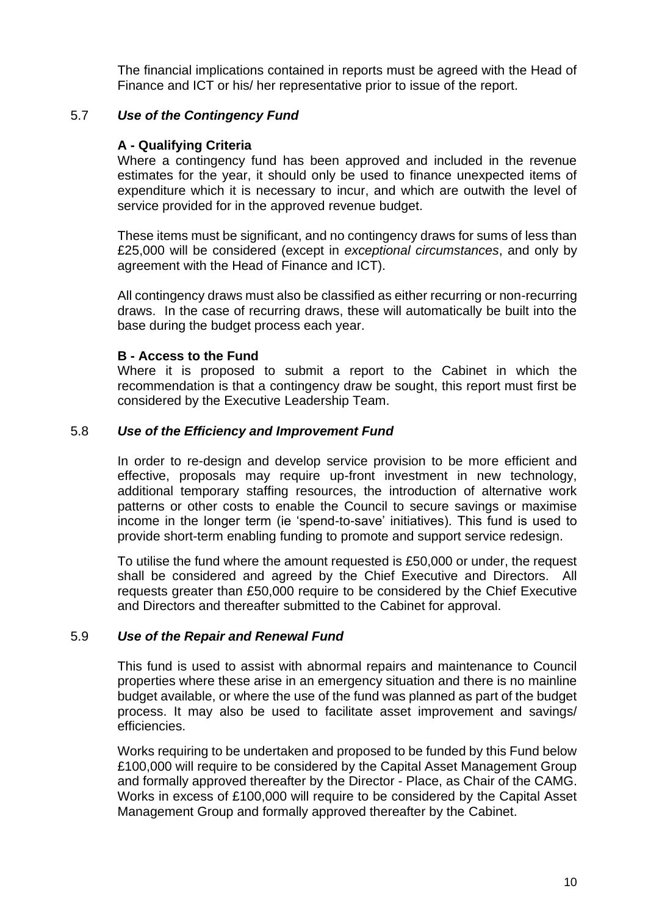The financial implications contained in reports must be agreed with the Head of Finance and ICT or his/ her representative prior to issue of the report.

### 5.7 *Use of the Contingency Fund*

**A - Qualifying Criteria**

Where a contingency fund has been approved and included in the revenue estimates for the year, it should only be used to finance unexpected items of expenditure which it is necessary to incur, and which are outwith the level of service provided for in the approved revenue budget.

These items must be significant, and no contingency draws for sums of less than £25,000 will be considered (except in *exceptional circumstances*, and only by agreement with the Head of Finance and ICT).

All contingency draws must also be classified as either recurring or non-recurring draws. In the case of recurring draws, these will automatically be built into the base during the budget process each year.

**B - Access to the Fund**

Where it is proposed to submit a report to the Cabinet in which the recommendation is that a contingency draw be sought, this report must first be considered by the Executive Leadership Team.

### 5.8 *Use of the Efficiency and Improvement Fund*

In order to re-design and develop service provision to be more efficient and effective, proposals may require up-front investment in new technology, additional temporary staffing resources, the introduction of alternative work patterns or other costs to enable the Council to secure savings or maximise income in the longer term (ie 'spend-to-save' initiatives). This fund is used to provide short-term enabling funding to promote and support service redesign.

To utilise the fund where the amount requested is £50,000 or under, the request shall be considered and agreed by the Chief Executive and Directors. All requests greater than £50,000 require to be considered by the Chief Executive and Directors and thereafter submitted to the Cabinet for approval.

### 5.9 *Use of the Repair and Renewal Fund*

This fund is used to assist with abnormal repairs and maintenance to Council properties where these arise in an emergency situation and there is no mainline budget available, or where the use of the fund was planned as part of the budget process. It may also be used to facilitate asset improvement and savings/ efficiencies.

Works requiring to be undertaken and proposed to be funded by this Fund below £100,000 will require to be considered by the Capital Asset Management Group and formally approved thereafter by the Director - Place, as Chair of the CAMG. Works in excess of £100,000 will require to be considered by the Capital Asset Management Group and formally approved thereafter by the Cabinet.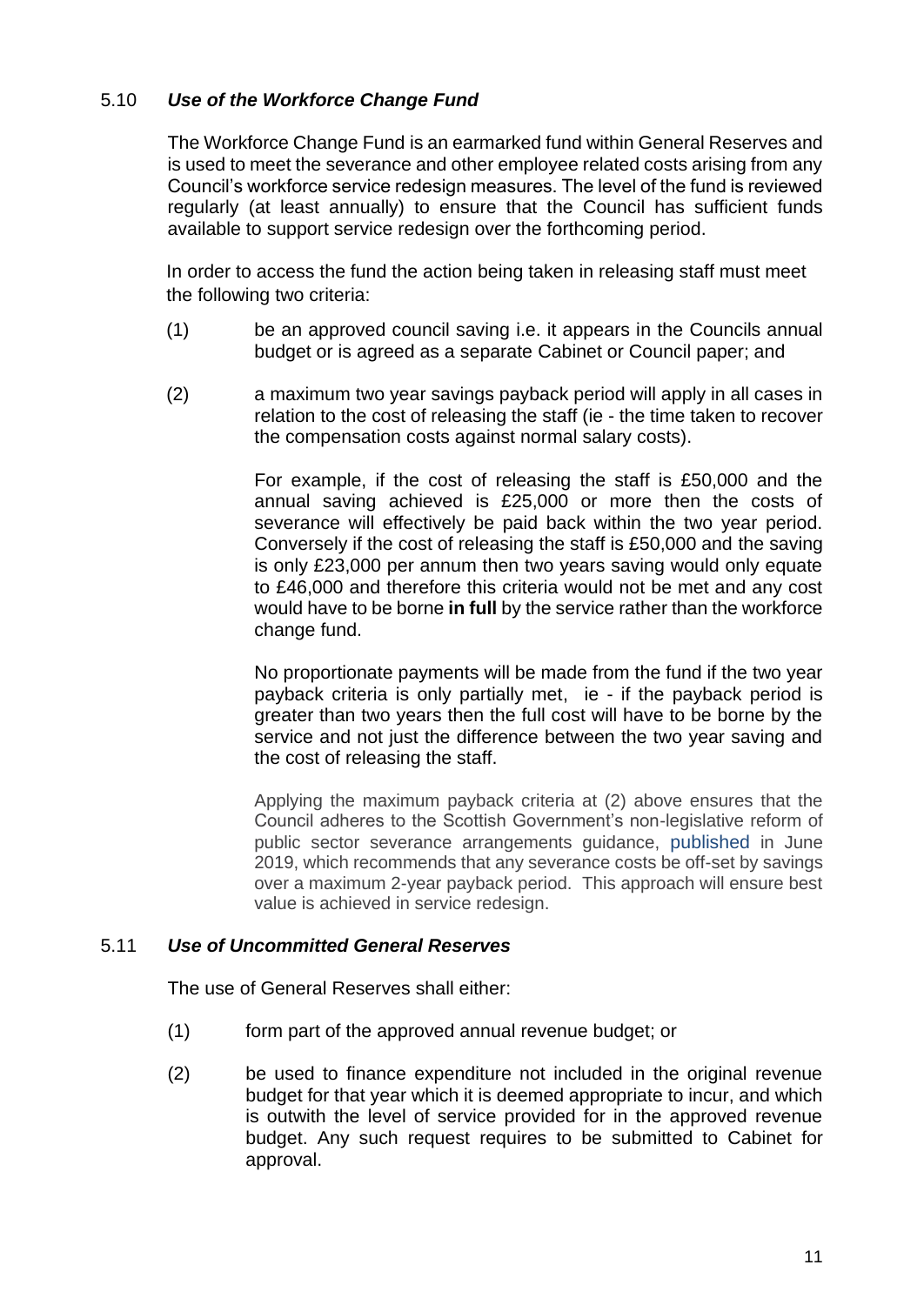### 5.10 *Use of the Workforce Change Fund*

The Workforce Change Fund is an earmarked fund within General Reserves and is used to meet the severance and other employee related costs arising from any Council's workforce service redesign measures. The level of the fund is reviewed regularly (at least annually) to ensure that the Council has sufficient funds available to support service redesign over the forthcoming period.

In order to access the fund the action being taken in releasing staff must meet the following two criteria:

(1) be an approved council saving i.e. it appears in the Councils annual budget or is agreed as a separate Cabinet or Council paper; and

(2) a maximum two year savings payback period will apply in all cases in relation to the cost of releasing the staff (ie - the time taken to recover the compensation costs against normal salary costs).

For example, if the cost of releasing the staff is £50,000 and the annual saving achieved is £25,000 or more then the costs of severance will effectively be paid back within the two year period. Conversely if the cost of releasing the staff is £50,000 and the saving is only £23,000 per annum then two years saving would only equate to £46,000 and therefore this criteria would not be met and any cost would have to be borne **in full** by the service rather than the workforce change fund.

No proportionate payments will be made from the fund if the two year payback criteria is only partially met, ie - if the payback period is greater than two years then the full cost will have to be borne by the service and not just the difference between the two year saving and the cost of releasing the staff.

Applying the maximum payback criteria at (2) above ensures that the Council adheres to the Scottish Government's non-legislative reform of public sector severance arrangements guidance, published in June 2019, which recommends that any severance costs be off-set by savings over a maximum 2-year payback period. This approach will ensure best value is achieved in service redesign.

### 5.11 *Use of Uncommitted General Reserves*

The use of General Reserves shall either:

(1) form part of the approved annual revenue budget; or

(2) be used to finance expenditure not included in the original revenue budget for that year which it is deemed appropriate to incur, and which is outwith the level of service provided for in the approved revenue budget. Any such request requires to be submitted to Cabinet for approval.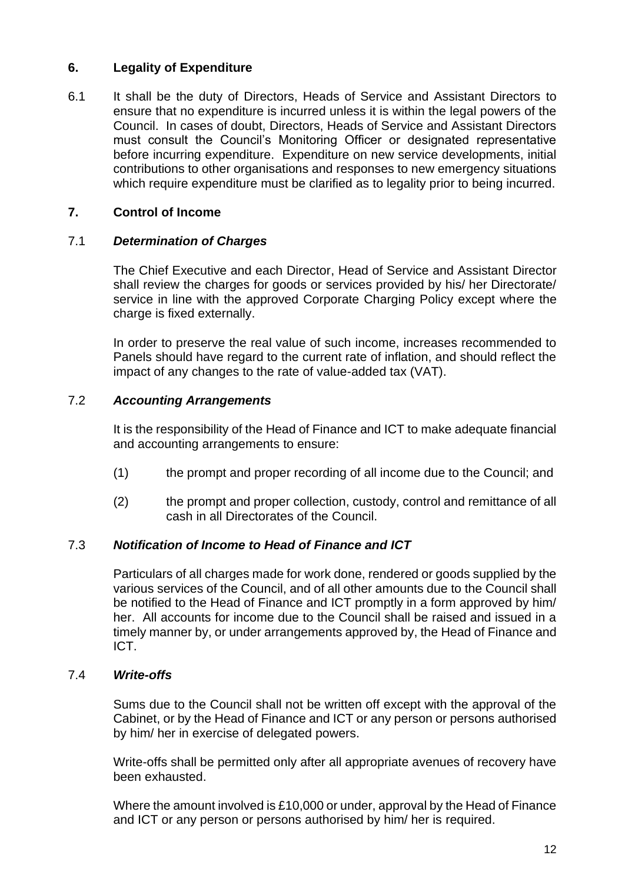## 6. Legality of Expenditure

6.1 It shall be the duty of Directors, Heads of Service and Assistant Directors to ensure that no expenditure is incurred unless it is within the legal powers of the Council. In cases of doubt, Directors, Heads of Service and Assistant Directors must consult the Council's Monitoring Officer or designated representative before incurring expenditure. Expenditure on new service developments, initial contributions to other organisations and responses to new emergency situations which require expenditure must be clarified as to legality prior to being incurred.

## 7. Control of Income

### 7.1 *Determination of Charges*

The Chief Executive and each Director, Head of Service and Assistant Director shall review the charges for goods or services provided by his/ her Directorate/ service in line with the approved Corporate Charging Policy except where the charge is fixed externally.

In order to preserve the real value of such income, increases recommended to Panels should have regard to the current rate of inflation, and should reflect the impact of any changes to the rate of value-added tax (VAT).

### 7.2 *Accounting Arrangements*

It is the responsibility of the Head of Finance and ICT to make adequate financial and accounting arrangements to ensure:

(1) the prompt and proper recording of all income due to the Council; and

(2) the prompt and proper collection, custody, control and remittance of all cash in all Directorates of the Council.

### 7.3 *Notification of Income to Head of Finance and ICT*

Particulars of all charges made for work done, rendered or goods supplied by the various services of the Council, and of all other amounts due to the Council shall be notified to the Head of Finance and ICT promptly in a form approved by him/ her. All accounts for income due to the Council shall be raised and issued in a timely manner by, or under arrangements approved by, the Head of Finance and ICT.

### 7.4 *Write-offs*

Sums due to the Council shall not be written off except with the approval of the Cabinet, or by the Head of Finance and ICT or any person or persons authorised by him/ her in exercise of delegated powers.

Write-offs shall be permitted only after all appropriate avenues of recovery have been exhausted.

Where the amount involved is £10,000 or under, approval by the Head of Finance and ICT or any person or persons authorised by him/ her is required.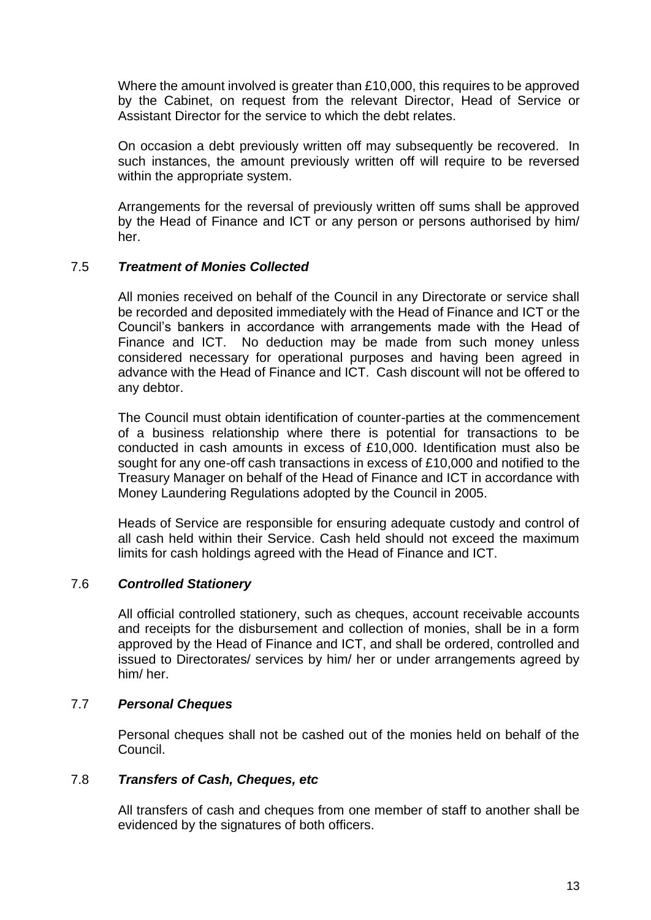Where the amount involved is greater than £10,000, this requires to be approved by the Cabinet, on request from the relevant Director, Head of Service or Assistant Director for the service to which the debt relates.

On occasion a debt previously written off may subsequently be recovered. In such instances, the amount previously written off will require to be reversed within the appropriate system.

Arrangements for the reversal of previously written off sums shall be approved by the Head of Finance and ICT or any person or persons authorised by him/ her.

### 7.5 *Treatment of Monies Collected*

All monies received on behalf of the Council in any Directorate or service shall be recorded and deposited immediately with the Head of Finance and ICT or the Council's bankers in accordance with arrangements made with the Head of Finance and ICT. No deduction may be made from such money unless considered necessary for operational purposes and having been agreed in advance with the Head of Finance and ICT. Cash discount will not be offered to any debtor.

The Council must obtain identification of counter-parties at the commencement of a business relationship where there is potential for transactions to be conducted in cash amounts in excess of £10,000. Identification must also be sought for any one-off cash transactions in excess of £10,000 and notified to the Treasury Manager on behalf of the Head of Finance and ICT in accordance with Money Laundering Regulations adopted by the Council in 2005.

Heads of Service are responsible for ensuring adequate custody and control of all cash held within their Service. Cash held should not exceed the maximum limits for cash holdings agreed with the Head of Finance and ICT.

### 7.6 *Controlled Stationery*

All official controlled stationery, such as cheques, account receivable accounts and receipts for the disbursement and collection of monies, shall be in a form approved by the Head of Finance and ICT, and shall be ordered, controlled and issued to Directorates/ services by him/ her or under arrangements agreed by him/ her.

### 7.7 *Personal Cheques*

Personal cheques shall not be cashed out of the monies held on behalf of the Council.

### 7.8 *Transfers of Cash, Cheques, etc*

All transfers of cash and cheques from one member of staff to another shall be evidenced by the signatures of both officers.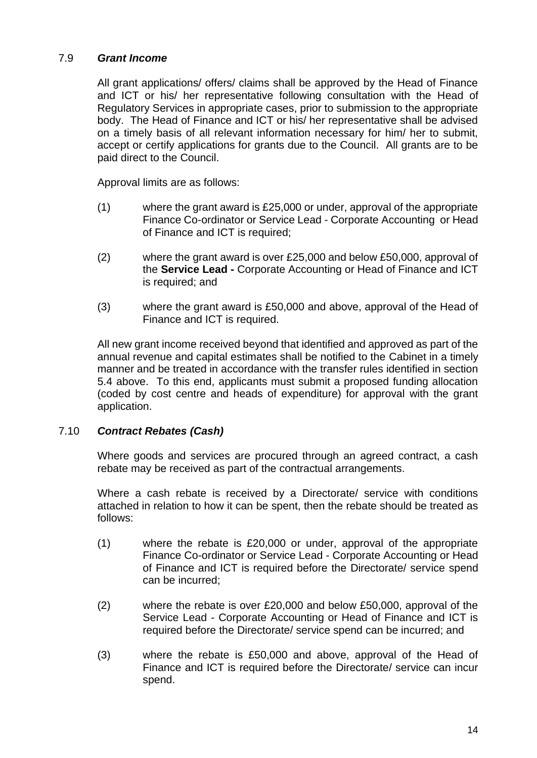### 7.9 ***Grant Income***

All grant applications/ offers/ claims shall be approved by the Head of Finance and ICT or his/ her representative following consultation with the Head of Regulatory Services in appropriate cases, prior to submission to the appropriate body. The Head of Finance and ICT or his/ her representative shall be advised on a timely basis of all relevant information necessary for him/ her to submit, accept or certify applications for grants due to the Council. All grants are to be paid direct to the Council.

Approval limits are as follows:

(1) where the grant award is £25,000 or under, approval of the appropriate Finance Co-ordinator or Service Lead - Corporate Accounting or Head of Finance and ICT is required;

(2) where the grant award is over £25,000 and below £50,000, approval of the **Service Lead -** Corporate Accounting or Head of Finance and ICT is required; and

(3) where the grant award is £50,000 and above, approval of the Head of Finance and ICT is required.

All new grant income received beyond that identified and approved as part of the annual revenue and capital estimates shall be notified to the Cabinet in a timely manner and be treated in accordance with the transfer rules identified in section 5.4 above. To this end, applicants must submit a proposed funding allocation (coded by cost centre and heads of expenditure) for approval with the grant application.

### 7.10 ***Contract Rebates (Cash)***

Where goods and services are procured through an agreed contract, a cash rebate may be received as part of the contractual arrangements.

Where a cash rebate is received by a Directorate/ service with conditions attached in relation to how it can be spent, then the rebate should be treated as follows:

(1) where the rebate is £20,000 or under, approval of the appropriate Finance Co-ordinator or Service Lead - Corporate Accounting or Head of Finance and ICT is required before the Directorate/ service spend can be incurred;

(2) where the rebate is over £20,000 and below £50,000, approval of the Service Lead - Corporate Accounting or Head of Finance and ICT is required before the Directorate/ service spend can be incurred; and

(3) where the rebate is £50,000 and above, approval of the Head of Finance and ICT is required before the Directorate/ service can incur spend.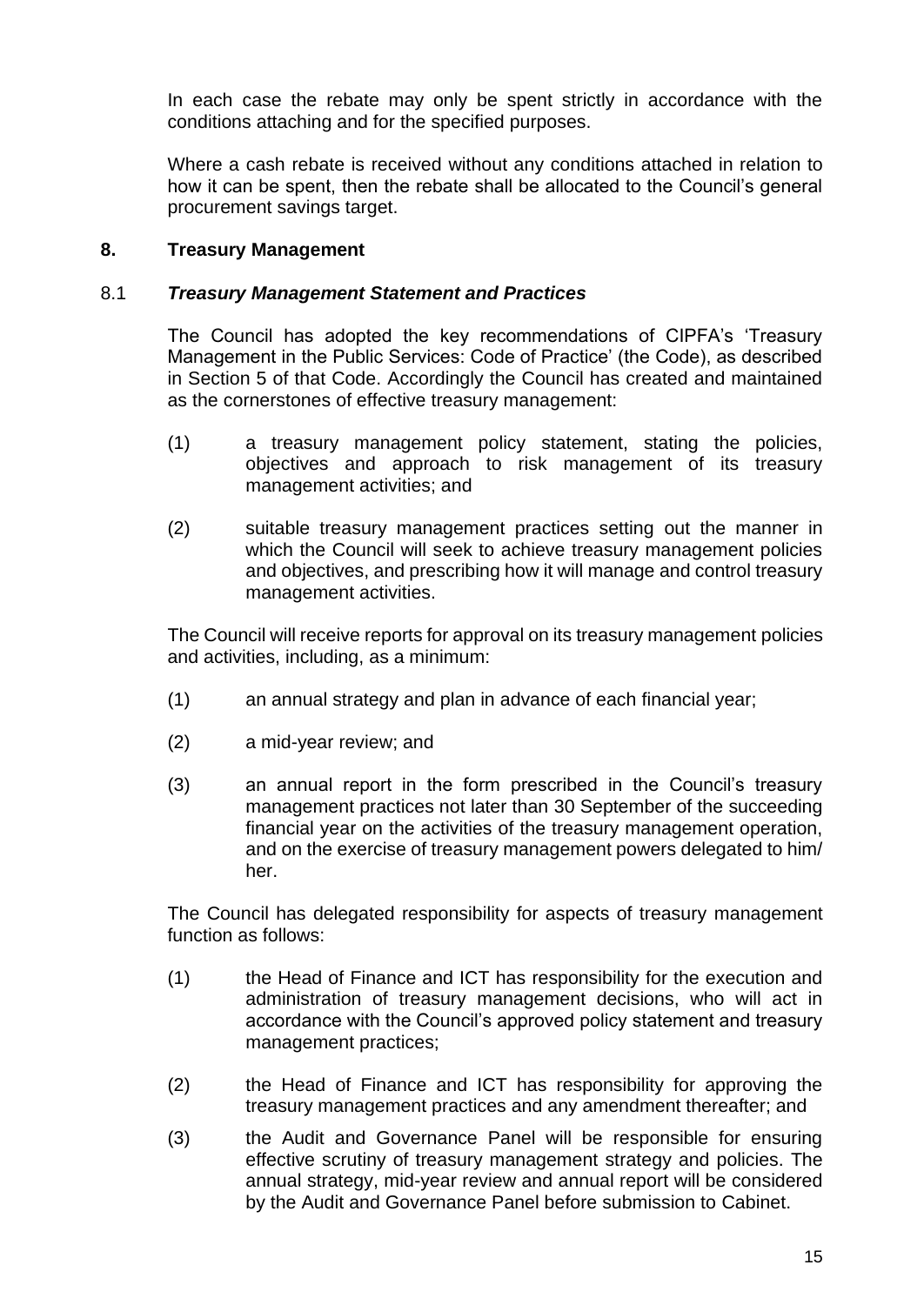In each case the rebate may only be spent strictly in accordance with the conditions attaching and for the specified purposes.

Where a cash rebate is received without any conditions attached in relation to how it can be spent, then the rebate shall be allocated to the Council's general procurement savings target.

## 8. Treasury Management

### 8.1 *Treasury Management Statement and Practices*

The Council has adopted the key recommendations of CIPFA's 'Treasury Management in the Public Services: Code of Practice' (the Code), as described in Section 5 of that Code. Accordingly the Council has created and maintained as the cornerstones of effective treasury management:

(1) a treasury management policy statement, stating the policies, objectives and approach to risk management of its treasury management activities; and

(2) suitable treasury management practices setting out the manner in which the Council will seek to achieve treasury management policies and objectives, and prescribing how it will manage and control treasury management activities.

The Council will receive reports for approval on its treasury management policies and activities, including, as a minimum:

(1) an annual strategy and plan in advance of each financial year;

(2) a mid-year review; and

(3) an annual report in the form prescribed in the Council's treasury management practices not later than 30 September of the succeeding financial year on the activities of the treasury management operation, and on the exercise of treasury management powers delegated to him/ her.

The Council has delegated responsibility for aspects of treasury management function as follows:

(1) the Head of Finance and ICT has responsibility for the execution and administration of treasury management decisions, who will act in accordance with the Council's approved policy statement and treasury management practices;

(2) the Head of Finance and ICT has responsibility for approving the treasury management practices and any amendment thereafter; and

(3) the Audit and Governance Panel will be responsible for ensuring effective scrutiny of treasury management strategy and policies. The annual strategy, mid-year review and annual report will be considered by the Audit and Governance Panel before submission to Cabinet.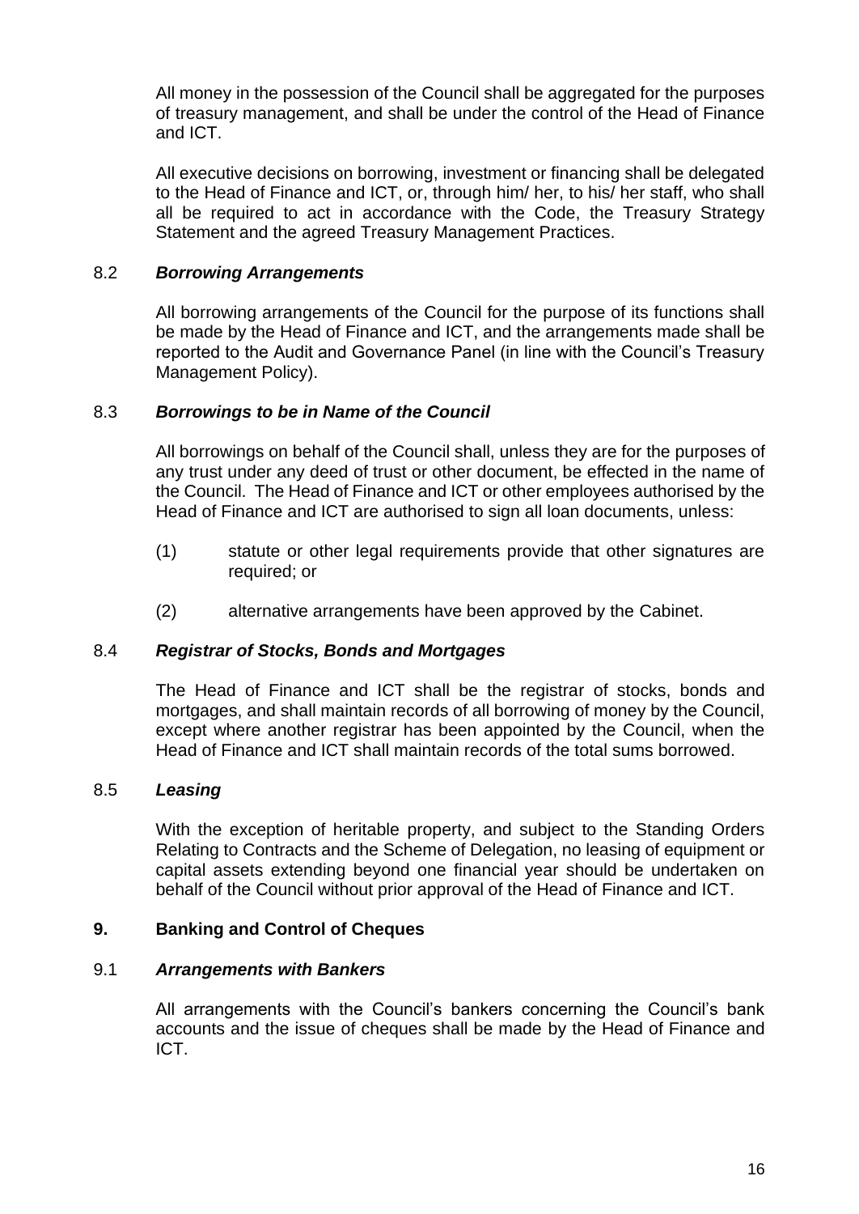All money in the possession of the Council shall be aggregated for the purposes of treasury management, and shall be under the control of the Head of Finance and ICT.

All executive decisions on borrowing, investment or financing shall be delegated to the Head of Finance and ICT, or, through him/ her, to his/ her staff, who shall all be required to act in accordance with the Code, the Treasury Strategy Statement and the agreed Treasury Management Practices.

### 8.2 *Borrowing Arrangements*

All borrowing arrangements of the Council for the purpose of its functions shall be made by the Head of Finance and ICT, and the arrangements made shall be reported to the Audit and Governance Panel (in line with the Council's Treasury Management Policy).

### 8.3 *Borrowings to be in Name of the Council*

All borrowings on behalf of the Council shall, unless they are for the purposes of any trust under any deed of trust or other document, be effected in the name of the Council. The Head of Finance and ICT or other employees authorised by the Head of Finance and ICT are authorised to sign all loan documents, unless:

(1) statute or other legal requirements provide that other signatures are required; or

(2) alternative arrangements have been approved by the Cabinet.

### 8.4 *Registrar of Stocks, Bonds and Mortgages*

The Head of Finance and ICT shall be the registrar of stocks, bonds and mortgages, and shall maintain records of all borrowing of money by the Council, except where another registrar has been appointed by the Council, when the Head of Finance and ICT shall maintain records of the total sums borrowed.

### 8.5 *Leasing*

With the exception of heritable property, and subject to the Standing Orders Relating to Contracts and the Scheme of Delegation, no leasing of equipment or capital assets extending beyond one financial year should be undertaken on behalf of the Council without prior approval of the Head of Finance and ICT.

## 9. Banking and Control of Cheques

### 9.1 *Arrangements with Bankers*

All arrangements with the Council's bankers concerning the Council's bank accounts and the issue of cheques shall be made by the Head of Finance and ICT.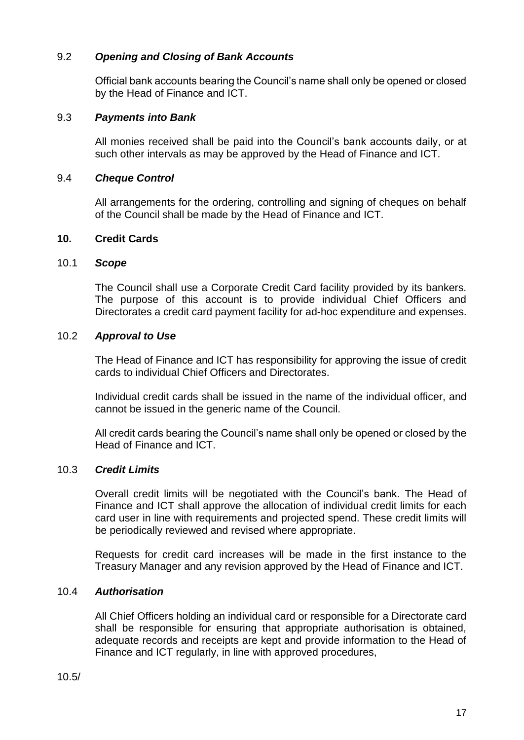### 9.2 *Opening and Closing of Bank Accounts*

Official bank accounts bearing the Council's name shall only be opened or closed by the Head of Finance and ICT.

### 9.3 *Payments into Bank*

All monies received shall be paid into the Council's bank accounts daily, or at such other intervals as may be approved by the Head of Finance and ICT.

### 9.4 *Cheque Control*

All arrangements for the ordering, controlling and signing of cheques on behalf of the Council shall be made by the Head of Finance and ICT.

## 10. Credit Cards

### 10.1 *Scope*

The Council shall use a Corporate Credit Card facility provided by its bankers. The purpose of this account is to provide individual Chief Officers and Directorates a credit card payment facility for ad-hoc expenditure and expenses.

### 10.2 *Approval to Use*

The Head of Finance and ICT has responsibility for approving the issue of credit cards to individual Chief Officers and Directorates.

Individual credit cards shall be issued in the name of the individual officer, and cannot be issued in the generic name of the Council.

All credit cards bearing the Council's name shall only be opened or closed by the Head of Finance and ICT.

### 10.3 *Credit Limits*

Overall credit limits will be negotiated with the Council's bank. The Head of Finance and ICT shall approve the allocation of individual credit limits for each card user in line with requirements and projected spend. These credit limits will be periodically reviewed and revised where appropriate.

Requests for credit card increases will be made in the first instance to the Treasury Manager and any revision approved by the Head of Finance and ICT.

### 10.4 *Authorisation*

All Chief Officers holding an individual card or responsible for a Directorate card shall be responsible for ensuring that appropriate authorisation is obtained, adequate records and receipts are kept and provide information to the Head of Finance and ICT regularly, in line with approved procedures,

10.5/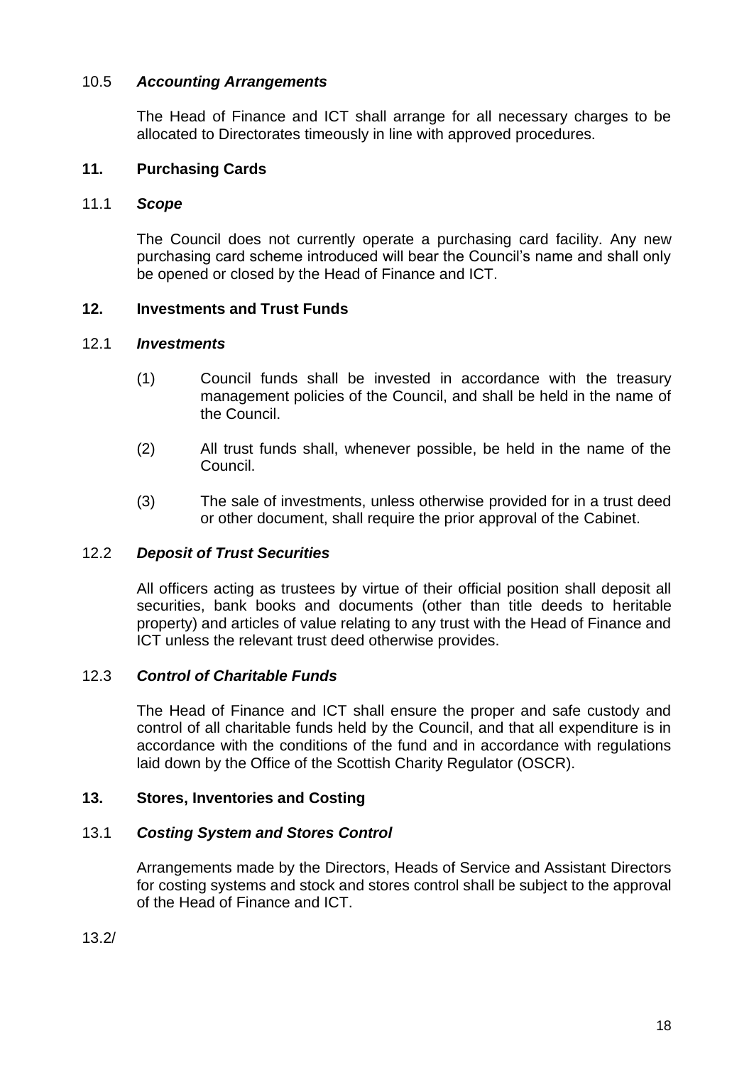### 10.5 *Accounting Arrangements*

The Head of Finance and ICT shall arrange for all necessary charges to be allocated to Directorates timeously in line with approved procedures.

## 11. Purchasing Cards

### 11.1 *Scope*

The Council does not currently operate a purchasing card facility. Any new purchasing card scheme introduced will bear the Council's name and shall only be opened or closed by the Head of Finance and ICT.

## 12. Investments and Trust Funds

### 12.1 *Investments*

(1) Council funds shall be invested in accordance with the treasury management policies of the Council, and shall be held in the name of the Council.

(2) All trust funds shall, whenever possible, be held in the name of the Council.

(3) The sale of investments, unless otherwise provided for in a trust deed or other document, shall require the prior approval of the Cabinet.

### 12.2 *Deposit of Trust Securities*

All officers acting as trustees by virtue of their official position shall deposit all securities, bank books and documents (other than title deeds to heritable property) and articles of value relating to any trust with the Head of Finance and ICT unless the relevant trust deed otherwise provides.

### 12.3 *Control of Charitable Funds*

The Head of Finance and ICT shall ensure the proper and safe custody and control of all charitable funds held by the Council, and that all expenditure is in accordance with the conditions of the fund and in accordance with regulations laid down by the Office of the Scottish Charity Regulator (OSCR).

## 13. Stores, Inventories and Costing

### 13.1 *Costing System and Stores Control*

Arrangements made by the Directors, Heads of Service and Assistant Directors for costing systems and stock and stores control shall be subject to the approval of the Head of Finance and ICT.

13.2/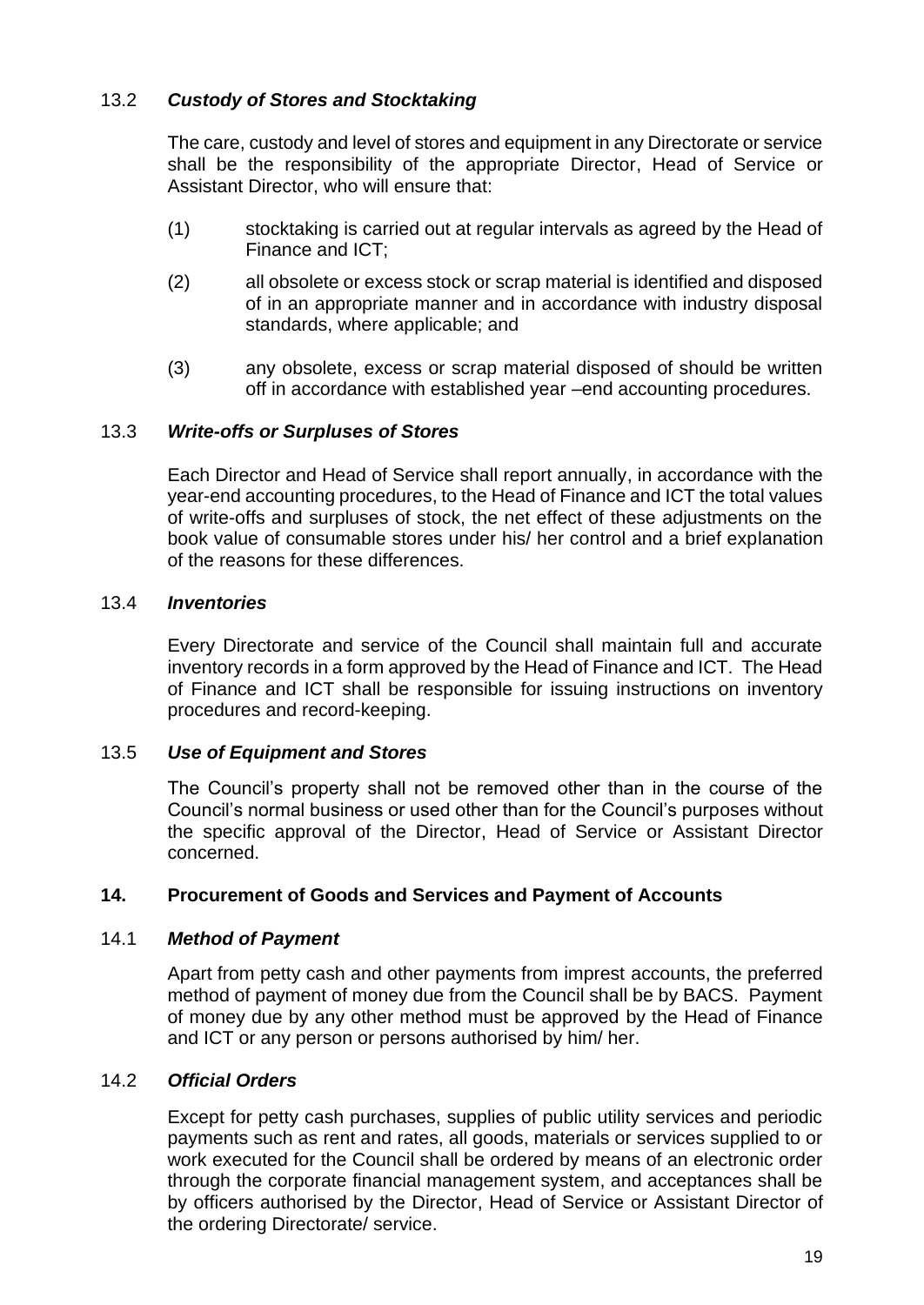### 13.2 *Custody of Stores and Stocktaking*

The care, custody and level of stores and equipment in any Directorate or service shall be the responsibility of the appropriate Director, Head of Service or Assistant Director, who will ensure that:

(1) stocktaking is carried out at regular intervals as agreed by the Head of Finance and ICT;

(2) all obsolete or excess stock or scrap material is identified and disposed of in an appropriate manner and in accordance with industry disposal standards, where applicable; and

(3) any obsolete, excess or scrap material disposed of should be written off in accordance with established year –end accounting procedures.

### 13.3 *Write-offs or Surpluses of Stores*

Each Director and Head of Service shall report annually, in accordance with the year-end accounting procedures, to the Head of Finance and ICT the total values of write-offs and surpluses of stock, the net effect of these adjustments on the book value of consumable stores under his/ her control and a brief explanation of the reasons for these differences.

### 13.4 *Inventories*

Every Directorate and service of the Council shall maintain full and accurate inventory records in a form approved by the Head of Finance and ICT. The Head of Finance and ICT shall be responsible for issuing instructions on inventory procedures and record-keeping.

### 13.5 *Use of Equipment and Stores*

The Council's property shall not be removed other than in the course of the Council's normal business or used other than for the Council's purposes without the specific approval of the Director, Head of Service or Assistant Director concerned.

## 14. Procurement of Goods and Services and Payment of Accounts

### 14.1 *Method of Payment*

Apart from petty cash and other payments from imprest accounts, the preferred method of payment of money due from the Council shall be by BACS. Payment of money due by any other method must be approved by the Head of Finance and ICT or any person or persons authorised by him/ her.

### 14.2 *Official Orders*

Except for petty cash purchases, supplies of public utility services and periodic payments such as rent and rates, all goods, materials or services supplied to or work executed for the Council shall be ordered by means of an electronic order through the corporate financial management system, and acceptances shall be by officers authorised by the Director, Head of Service or Assistant Director of the ordering Directorate/ service.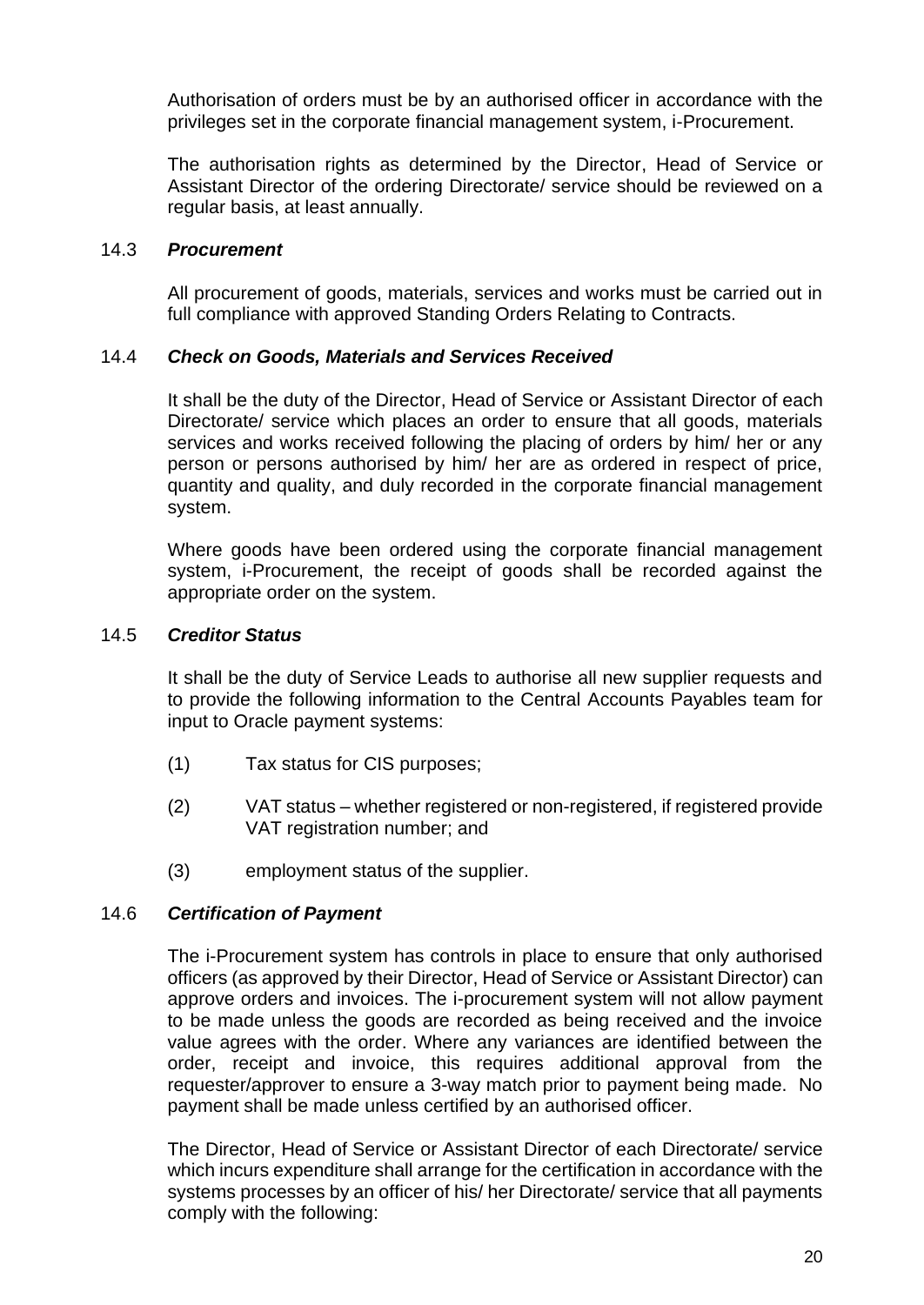Authorisation of orders must be by an authorised officer in accordance with the privileges set in the corporate financial management system, i-Procurement.

The authorisation rights as determined by the Director, Head of Service or Assistant Director of the ordering Directorate/ service should be reviewed on a regular basis, at least annually.

### 14.3 ***Procurement***

All procurement of goods, materials, services and works must be carried out in full compliance with approved Standing Orders Relating to Contracts.

### 14.4 ***Check on Goods, Materials and Services Received***

It shall be the duty of the Director, Head of Service or Assistant Director of each Directorate/ service which places an order to ensure that all goods, materials services and works received following the placing of orders by him/ her or any person or persons authorised by him/ her are as ordered in respect of price, quantity and quality, and duly recorded in the corporate financial management system.

Where goods have been ordered using the corporate financial management system, i-Procurement, the receipt of goods shall be recorded against the appropriate order on the system.

### 14.5 ***Creditor Status***

It shall be the duty of Service Leads to authorise all new supplier requests and to provide the following information to the Central Accounts Payables team for input to Oracle payment systems:

(1) Tax status for CIS purposes;

(2) VAT status – whether registered or non-registered, if registered provide VAT registration number; and

(3) employment status of the supplier.

### 14.6 ***Certification of Payment***

The i-Procurement system has controls in place to ensure that only authorised officers (as approved by their Director, Head of Service or Assistant Director) can approve orders and invoices. The i-procurement system will not allow payment to be made unless the goods are recorded as being received and the invoice value agrees with the order. Where any variances are identified between the order, receipt and invoice, this requires additional approval from the requester/approver to ensure a 3-way match prior to payment being made. No payment shall be made unless certified by an authorised officer.

The Director, Head of Service or Assistant Director of each Directorate/ service which incurs expenditure shall arrange for the certification in accordance with the systems processes by an officer of his/ her Directorate/ service that all payments comply with the following: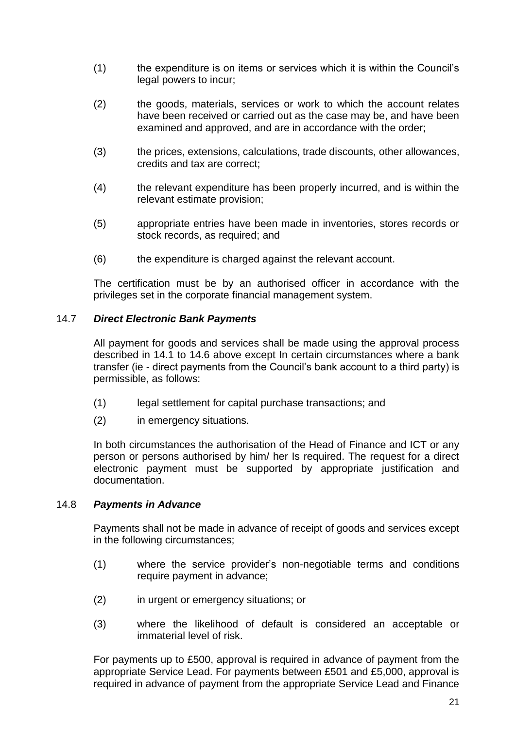(1) the expenditure is on items or services which it is within the Council's legal powers to incur;

(2) the goods, materials, services or work to which the account relates have been received or carried out as the case may be, and have been examined and approved, and are in accordance with the order;

(3) the prices, extensions, calculations, trade discounts, other allowances, credits and tax are correct;

(4) the relevant expenditure has been properly incurred, and is within the relevant estimate provision;

(5) appropriate entries have been made in inventories, stores records or stock records, as required; and

(6) the expenditure is charged against the relevant account.

The certification must be by an authorised officer in accordance with the privileges set in the corporate financial management system.

### 14.7 *Direct Electronic Bank Payments*

All payment for goods and services shall be made using the approval process described in 14.1 to 14.6 above except In certain circumstances where a bank transfer (ie - direct payments from the Council's bank account to a third party) is permissible, as follows:

(1) legal settlement for capital purchase transactions; and

(2) in emergency situations.

In both circumstances the authorisation of the Head of Finance and ICT or any person or persons authorised by him/ her Is required. The request for a direct electronic payment must be supported by appropriate justification and documentation.

### 14.8 *Payments in Advance*

Payments shall not be made in advance of receipt of goods and services except in the following circumstances;

(1) where the service provider's non-negotiable terms and conditions require payment in advance;

(2) in urgent or emergency situations; or

(3) where the likelihood of default is considered an acceptable or immaterial level of risk.

For payments up to £500, approval is required in advance of payment from the appropriate Service Lead. For payments between £501 and £5,000, approval is required in advance of payment from the appropriate Service Lead and Finance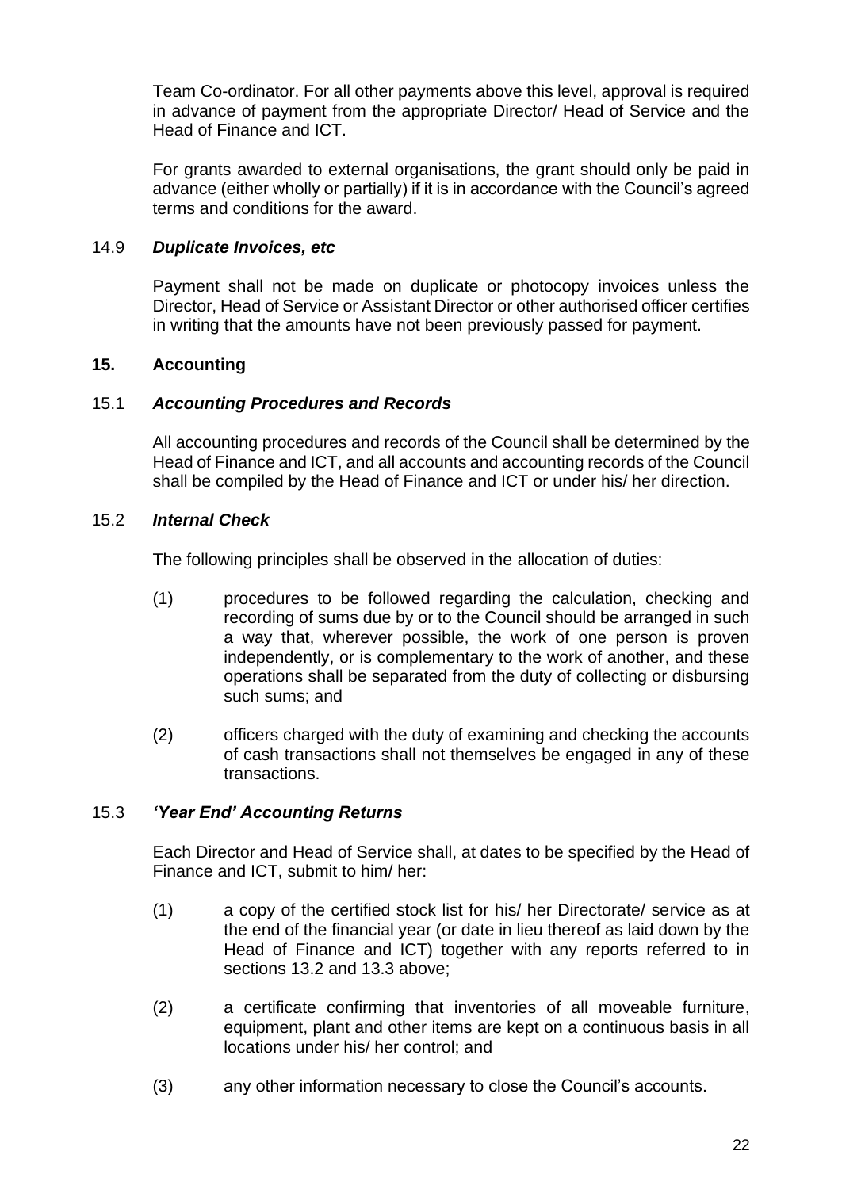Team Co-ordinator. For all other payments above this level, approval is required in advance of payment from the appropriate Director/ Head of Service and the Head of Finance and ICT.

For grants awarded to external organisations, the grant should only be paid in advance (either wholly or partially) if it is in accordance with the Council's agreed terms and conditions for the award.

### 14.9 *Duplicate Invoices, etc*

Payment shall not be made on duplicate or photocopy invoices unless the Director, Head of Service or Assistant Director or other authorised officer certifies in writing that the amounts have not been previously passed for payment.

## 15. Accounting

### 15.1 *Accounting Procedures and Records*

All accounting procedures and records of the Council shall be determined by the Head of Finance and ICT, and all accounts and accounting records of the Council shall be compiled by the Head of Finance and ICT or under his/ her direction.

### 15.2 *Internal Check*

The following principles shall be observed in the allocation of duties:

(1) procedures to be followed regarding the calculation, checking and recording of sums due by or to the Council should be arranged in such a way that, wherever possible, the work of one person is proven independently, or is complementary to the work of another, and these operations shall be separated from the duty of collecting or disbursing such sums; and

(2) officers charged with the duty of examining and checking the accounts of cash transactions shall not themselves be engaged in any of these transactions.

### 15.3 *'Year End' Accounting Returns*

Each Director and Head of Service shall, at dates to be specified by the Head of Finance and ICT, submit to him/ her:

(1) a copy of the certified stock list for his/ her Directorate/ service as at the end of the financial year (or date in lieu thereof as laid down by the Head of Finance and ICT) together with any reports referred to in sections 13.2 and 13.3 above;

(2) a certificate confirming that inventories of all moveable furniture, equipment, plant and other items are kept on a continuous basis in all locations under his/ her control; and

(3) any other information necessary to close the Council's accounts.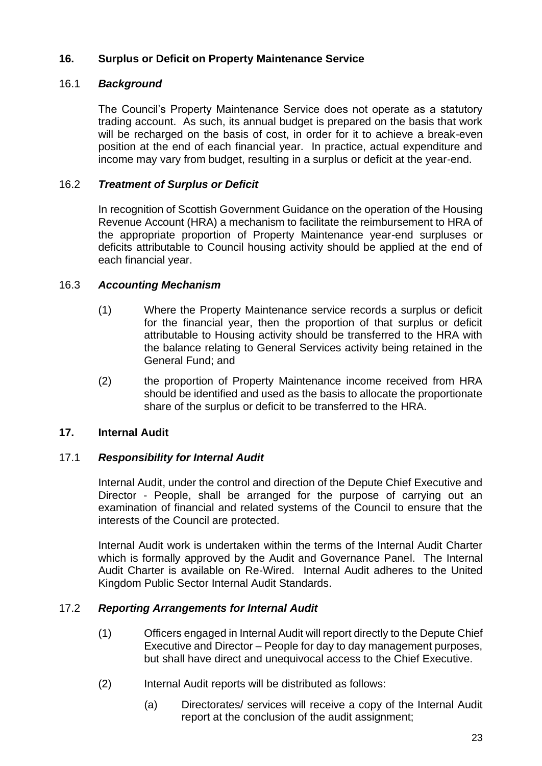## 16. Surplus or Deficit on Property Maintenance Service

### 16.1 *Background*

The Council's Property Maintenance Service does not operate as a statutory trading account. As such, its annual budget is prepared on the basis that work will be recharged on the basis of cost, in order for it to achieve a break-even position at the end of each financial year. In practice, actual expenditure and income may vary from budget, resulting in a surplus or deficit at the year-end.

### 16.2 *Treatment of Surplus or Deficit*

In recognition of Scottish Government Guidance on the operation of the Housing Revenue Account (HRA) a mechanism to facilitate the reimbursement to HRA of the appropriate proportion of Property Maintenance year-end surpluses or deficits attributable to Council housing activity should be applied at the end of each financial year.

### 16.3 *Accounting Mechanism*

(1) Where the Property Maintenance service records a surplus or deficit for the financial year, then the proportion of that surplus or deficit attributable to Housing activity should be transferred to the HRA with the balance relating to General Services activity being retained in the General Fund; and

(2) the proportion of Property Maintenance income received from HRA should be identified and used as the basis to allocate the proportionate share of the surplus or deficit to be transferred to the HRA.

## 17. Internal Audit

### 17.1 *Responsibility for Internal Audit*

Internal Audit, under the control and direction of the Depute Chief Executive and Director - People, shall be arranged for the purpose of carrying out an examination of financial and related systems of the Council to ensure that the interests of the Council are protected.

Internal Audit work is undertaken within the terms of the Internal Audit Charter which is formally approved by the Audit and Governance Panel. The Internal Audit Charter is available on Re-Wired. Internal Audit adheres to the United Kingdom Public Sector Internal Audit Standards.

### 17.2 *Reporting Arrangements for Internal Audit*

(1) Officers engaged in Internal Audit will report directly to the Depute Chief Executive and Director – People for day to day management purposes, but shall have direct and unequivocal access to the Chief Executive.

(2) Internal Audit reports will be distributed as follows:

(a) Directorates/ services will receive a copy of the Internal Audit report at the conclusion of the audit assignment;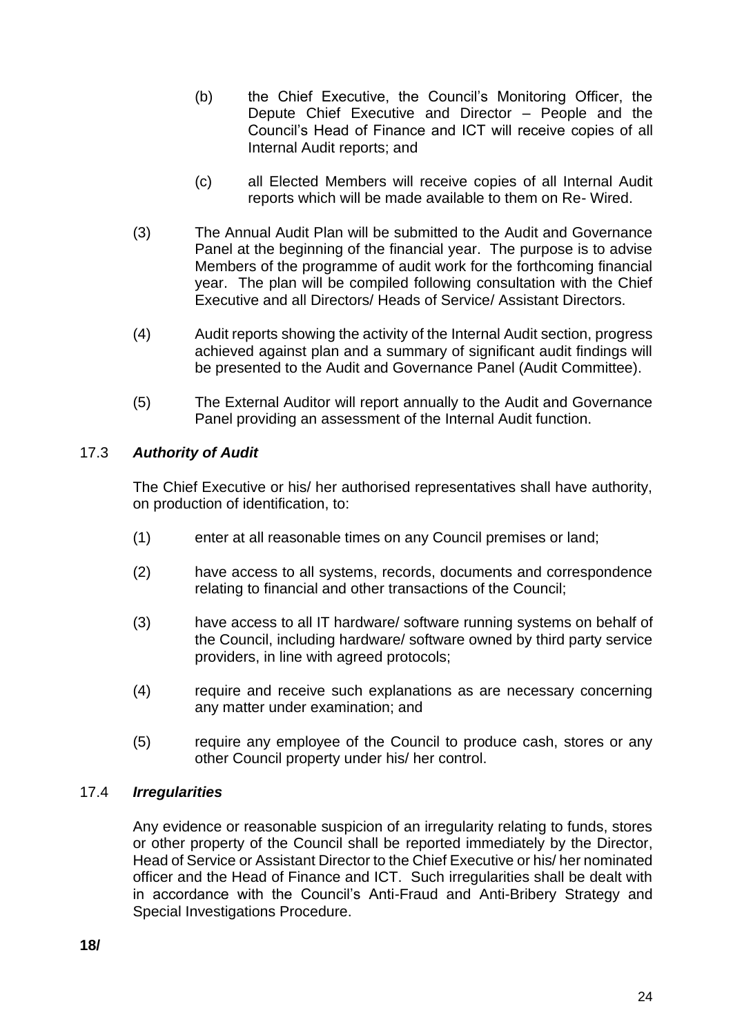(b) the Chief Executive, the Council's Monitoring Officer, the Depute Chief Executive and Director – People and the Council's Head of Finance and ICT will receive copies of all Internal Audit reports; and

(c) all Elected Members will receive copies of all Internal Audit reports which will be made available to them on Re- Wired.

(3) The Annual Audit Plan will be submitted to the Audit and Governance Panel at the beginning of the financial year. The purpose is to advise Members of the programme of audit work for the forthcoming financial year. The plan will be compiled following consultation with the Chief Executive and all Directors/ Heads of Service/ Assistant Directors.

(4) Audit reports showing the activity of the Internal Audit section, progress achieved against plan and a summary of significant audit findings will be presented to the Audit and Governance Panel (Audit Committee).

(5) The External Auditor will report annually to the Audit and Governance Panel providing an assessment of the Internal Audit function.

### 17.3 *Authority of Audit*

The Chief Executive or his/ her authorised representatives shall have authority, on production of identification, to:

(1) enter at all reasonable times on any Council premises or land;

(2) have access to all systems, records, documents and correspondence relating to financial and other transactions of the Council;

(3) have access to all IT hardware/ software running systems on behalf of the Council, including hardware/ software owned by third party service providers, in line with agreed protocols;

(4) require and receive such explanations as are necessary concerning any matter under examination; and

(5) require any employee of the Council to produce cash, stores or any other Council property under his/ her control.

### 17.4 *Irregularities*

Any evidence or reasonable suspicion of an irregularity relating to funds, stores or other property of the Council shall be reported immediately by the Director, Head of Service or Assistant Director to the Chief Executive or his/ her nominated officer and the Head of Finance and ICT. Such irregularities shall be dealt with in accordance with the Council's Anti-Fraud and Anti-Bribery Strategy and Special Investigations Procedure.

**18/**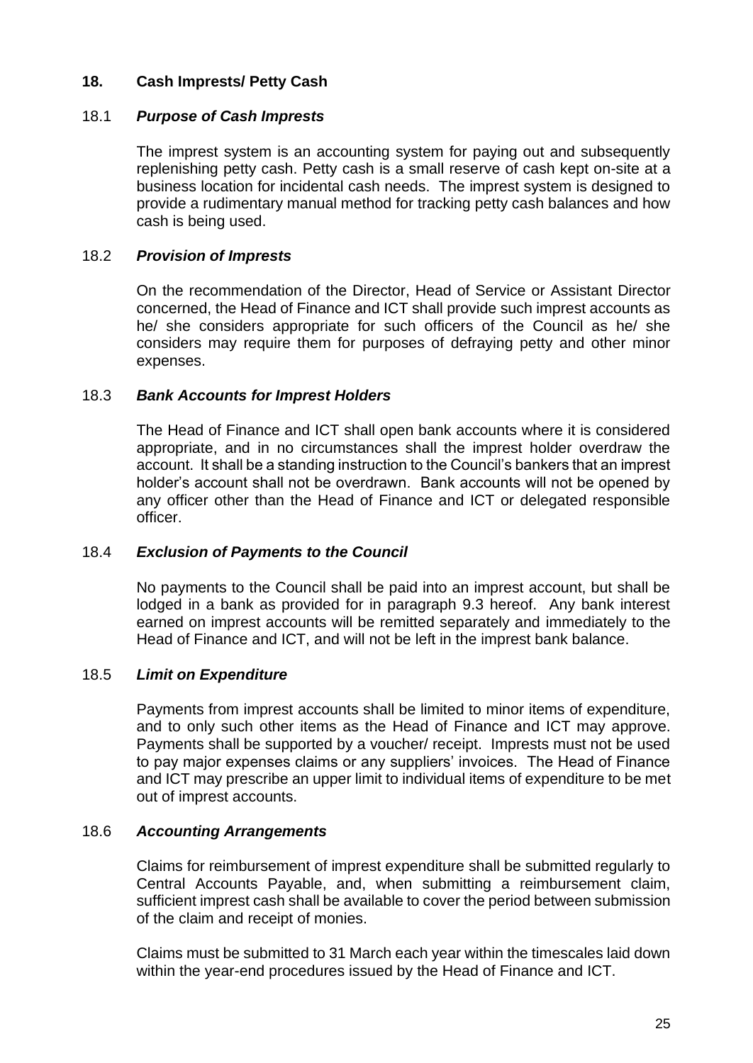## 18. Cash Imprests/ Petty Cash

### 18.1 *Purpose of Cash Imprests*

The imprest system is an accounting system for paying out and subsequently replenishing petty cash. Petty cash is a small reserve of cash kept on-site at a business location for incidental cash needs. The imprest system is designed to provide a rudimentary manual method for tracking petty cash balances and how cash is being used.

### 18.2 *Provision of Imprests*

On the recommendation of the Director, Head of Service or Assistant Director concerned, the Head of Finance and ICT shall provide such imprest accounts as he/ she considers appropriate for such officers of the Council as he/ she considers may require them for purposes of defraying petty and other minor expenses.

### 18.3 *Bank Accounts for Imprest Holders*

The Head of Finance and ICT shall open bank accounts where it is considered appropriate, and in no circumstances shall the imprest holder overdraw the account. It shall be a standing instruction to the Council's bankers that an imprest holder's account shall not be overdrawn. Bank accounts will not be opened by any officer other than the Head of Finance and ICT or delegated responsible officer.

### 18.4 *Exclusion of Payments to the Council*

No payments to the Council shall be paid into an imprest account, but shall be lodged in a bank as provided for in paragraph 9.3 hereof. Any bank interest earned on imprest accounts will be remitted separately and immediately to the Head of Finance and ICT, and will not be left in the imprest bank balance.

### 18.5 *Limit on Expenditure*

Payments from imprest accounts shall be limited to minor items of expenditure, and to only such other items as the Head of Finance and ICT may approve. Payments shall be supported by a voucher/ receipt. Imprests must not be used to pay major expenses claims or any suppliers' invoices. The Head of Finance and ICT may prescribe an upper limit to individual items of expenditure to be met out of imprest accounts.

### 18.6 *Accounting Arrangements*

Claims for reimbursement of imprest expenditure shall be submitted regularly to Central Accounts Payable, and, when submitting a reimbursement claim, sufficient imprest cash shall be available to cover the period between submission of the claim and receipt of monies.

Claims must be submitted to 31 March each year within the timescales laid down within the year-end procedures issued by the Head of Finance and ICT.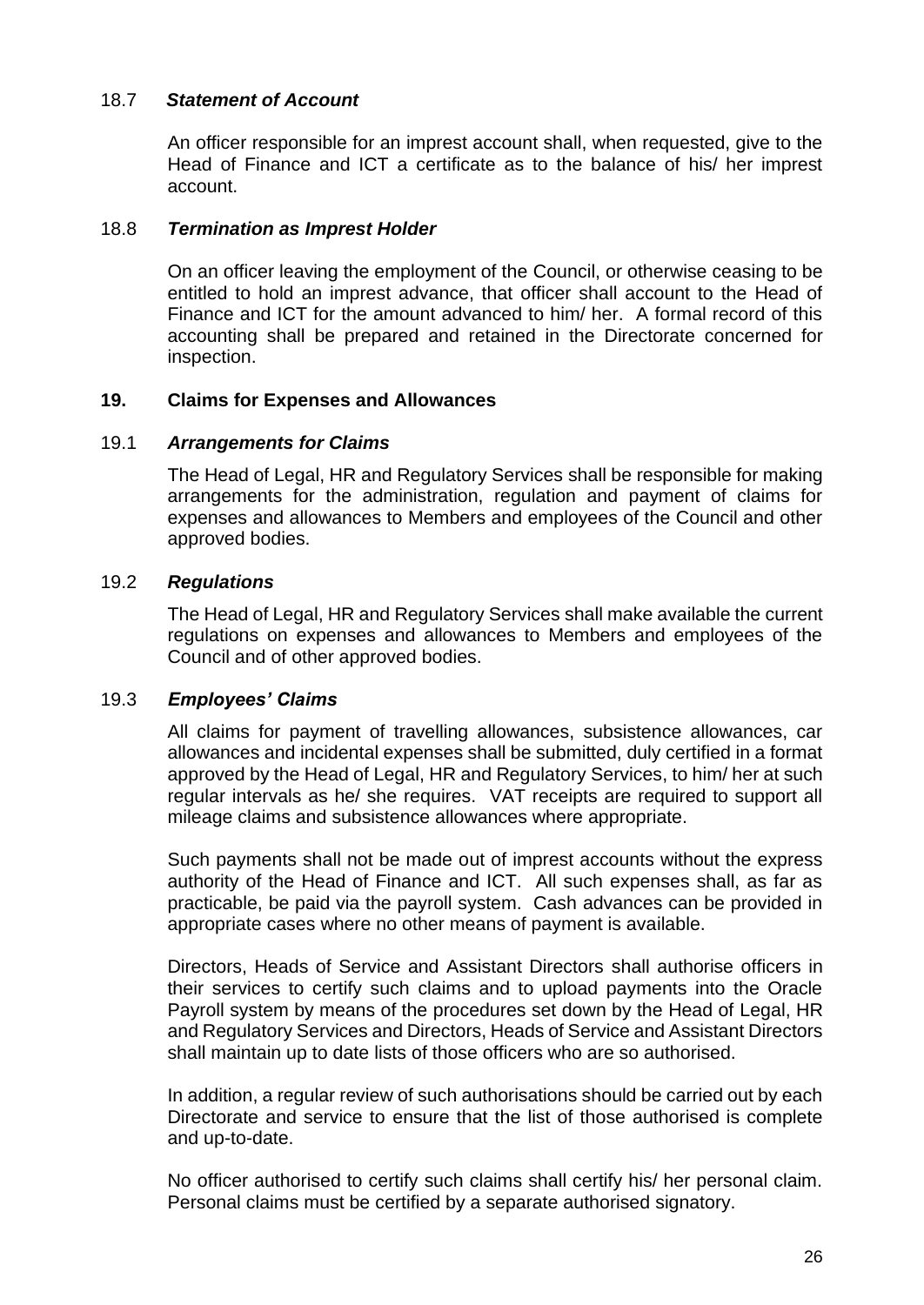### 18.7 *Statement of Account*

An officer responsible for an imprest account shall, when requested, give to the Head of Finance and ICT a certificate as to the balance of his/ her imprest account.

### 18.8 *Termination as Imprest Holder*

On an officer leaving the employment of the Council, or otherwise ceasing to be entitled to hold an imprest advance, that officer shall account to the Head of Finance and ICT for the amount advanced to him/ her. A formal record of this accounting shall be prepared and retained in the Directorate concerned for inspection.

## 19. Claims for Expenses and Allowances

### 19.1 *Arrangements for Claims*

The Head of Legal, HR and Regulatory Services shall be responsible for making arrangements for the administration, regulation and payment of claims for expenses and allowances to Members and employees of the Council and other approved bodies.

### 19.2 *Regulations*

The Head of Legal, HR and Regulatory Services shall make available the current regulations on expenses and allowances to Members and employees of the Council and of other approved bodies.

### 19.3 *Employees' Claims*

All claims for payment of travelling allowances, subsistence allowances, car allowances and incidental expenses shall be submitted, duly certified in a format approved by the Head of Legal, HR and Regulatory Services, to him/ her at such regular intervals as he/ she requires. VAT receipts are required to support all mileage claims and subsistence allowances where appropriate.

Such payments shall not be made out of imprest accounts without the express authority of the Head of Finance and ICT. All such expenses shall, as far as practicable, be paid via the payroll system. Cash advances can be provided in appropriate cases where no other means of payment is available.

Directors, Heads of Service and Assistant Directors shall authorise officers in their services to certify such claims and to upload payments into the Oracle Payroll system by means of the procedures set down by the Head of Legal, HR and Regulatory Services and Directors, Heads of Service and Assistant Directors shall maintain up to date lists of those officers who are so authorised.

In addition, a regular review of such authorisations should be carried out by each Directorate and service to ensure that the list of those authorised is complete and up-to-date.

No officer authorised to certify such claims shall certify his/ her personal claim. Personal claims must be certified by a separate authorised signatory.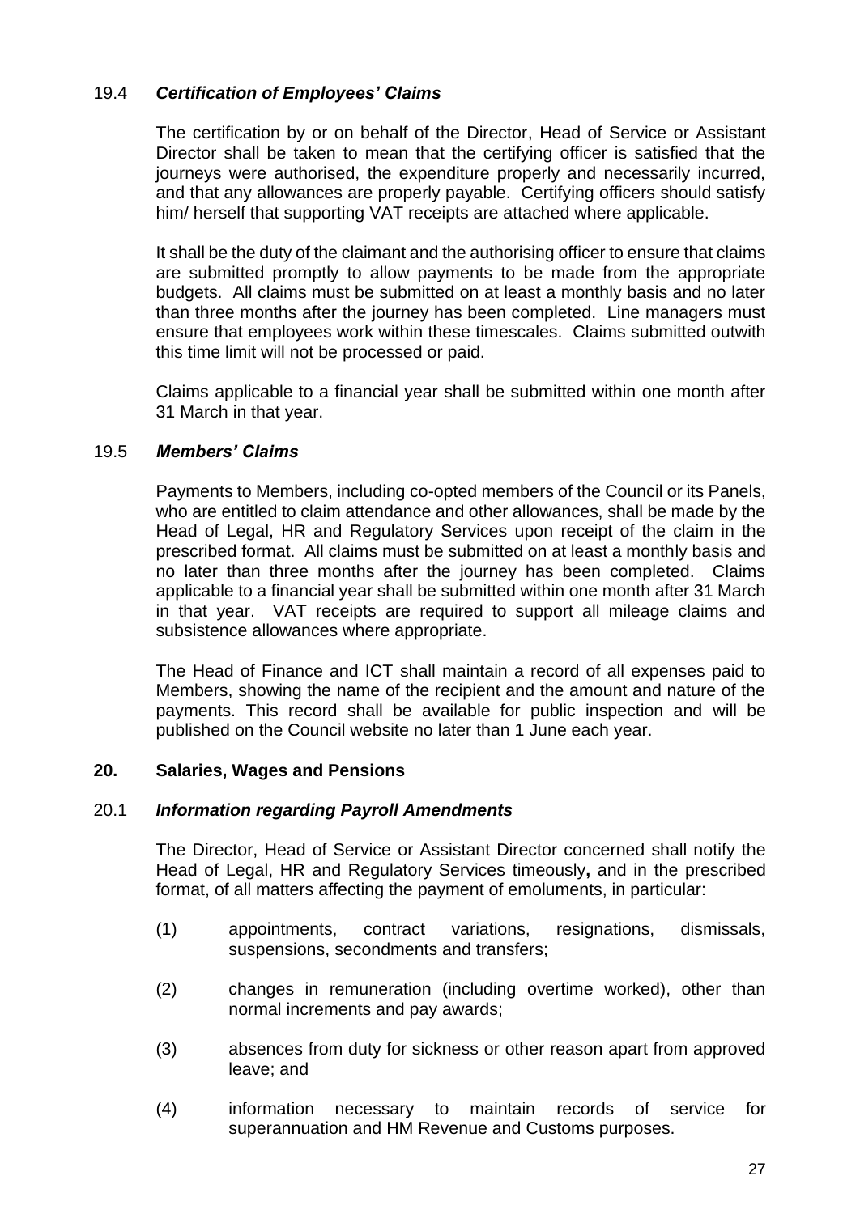### 19.4 *Certification of Employees' Claims*

The certification by or on behalf of the Director, Head of Service or Assistant Director shall be taken to mean that the certifying officer is satisfied that the journeys were authorised, the expenditure properly and necessarily incurred, and that any allowances are properly payable. Certifying officers should satisfy him/ herself that supporting VAT receipts are attached where applicable.

It shall be the duty of the claimant and the authorising officer to ensure that claims are submitted promptly to allow payments to be made from the appropriate budgets. All claims must be submitted on at least a monthly basis and no later than three months after the journey has been completed. Line managers must ensure that employees work within these timescales. Claims submitted outwith this time limit will not be processed or paid.

Claims applicable to a financial year shall be submitted within one month after 31 March in that year.

### 19.5 *Members' Claims*

Payments to Members, including co-opted members of the Council or its Panels, who are entitled to claim attendance and other allowances, shall be made by the Head of Legal, HR and Regulatory Services upon receipt of the claim in the prescribed format. All claims must be submitted on at least a monthly basis and no later than three months after the journey has been completed. Claims applicable to a financial year shall be submitted within one month after 31 March in that year. VAT receipts are required to support all mileage claims and subsistence allowances where appropriate.

The Head of Finance and ICT shall maintain a record of all expenses paid to Members, showing the name of the recipient and the amount and nature of the payments. This record shall be available for public inspection and will be published on the Council website no later than 1 June each year.

## 20. Salaries, Wages and Pensions

### 20.1 *Information regarding Payroll Amendments*

The Director, Head of Service or Assistant Director concerned shall notify the Head of Legal, HR and Regulatory Services timeously**,** and in the prescribed format, of all matters affecting the payment of emoluments, in particular:

(1) appointments, contract variations, resignations, dismissals, suspensions, secondments and transfers;

(2) changes in remuneration (including overtime worked), other than normal increments and pay awards;

(3) absences from duty for sickness or other reason apart from approved leave; and

(4) information necessary to maintain records of service for superannuation and HM Revenue and Customs purposes.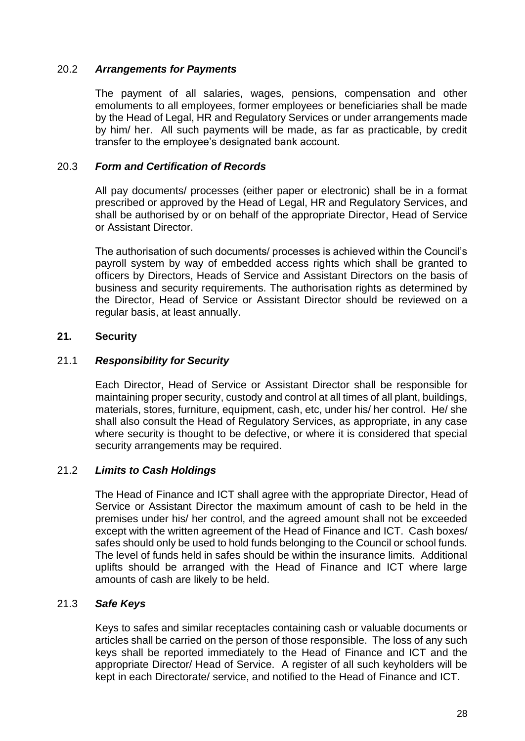### 20.2 *Arrangements for Payments*

The payment of all salaries, wages, pensions, compensation and other emoluments to all employees, former employees or beneficiaries shall be made by the Head of Legal, HR and Regulatory Services or under arrangements made by him/ her. All such payments will be made, as far as practicable, by credit transfer to the employee's designated bank account.

### 20.3 *Form and Certification of Records*

All pay documents/ processes (either paper or electronic) shall be in a format prescribed or approved by the Head of Legal, HR and Regulatory Services, and shall be authorised by or on behalf of the appropriate Director, Head of Service or Assistant Director.

The authorisation of such documents/ processes is achieved within the Council's payroll system by way of embedded access rights which shall be granted to officers by Directors, Heads of Service and Assistant Directors on the basis of business and security requirements. The authorisation rights as determined by the Director, Head of Service or Assistant Director should be reviewed on a regular basis, at least annually.

## 21. Security

### 21.1 *Responsibility for Security*

Each Director, Head of Service or Assistant Director shall be responsible for maintaining proper security, custody and control at all times of all plant, buildings, materials, stores, furniture, equipment, cash, etc, under his/ her control. He/ she shall also consult the Head of Regulatory Services, as appropriate, in any case where security is thought to be defective, or where it is considered that special security arrangements may be required.

### 21.2 *Limits to Cash Holdings*

The Head of Finance and ICT shall agree with the appropriate Director, Head of Service or Assistant Director the maximum amount of cash to be held in the premises under his/ her control, and the agreed amount shall not be exceeded except with the written agreement of the Head of Finance and ICT. Cash boxes/ safes should only be used to hold funds belonging to the Council or school funds. The level of funds held in safes should be within the insurance limits. Additional uplifts should be arranged with the Head of Finance and ICT where large amounts of cash are likely to be held.

### 21.3 *Safe Keys*

Keys to safes and similar receptacles containing cash or valuable documents or articles shall be carried on the person of those responsible. The loss of any such keys shall be reported immediately to the Head of Finance and ICT and the appropriate Director/ Head of Service. A register of all such keyholders will be kept in each Directorate/ service, and notified to the Head of Finance and ICT.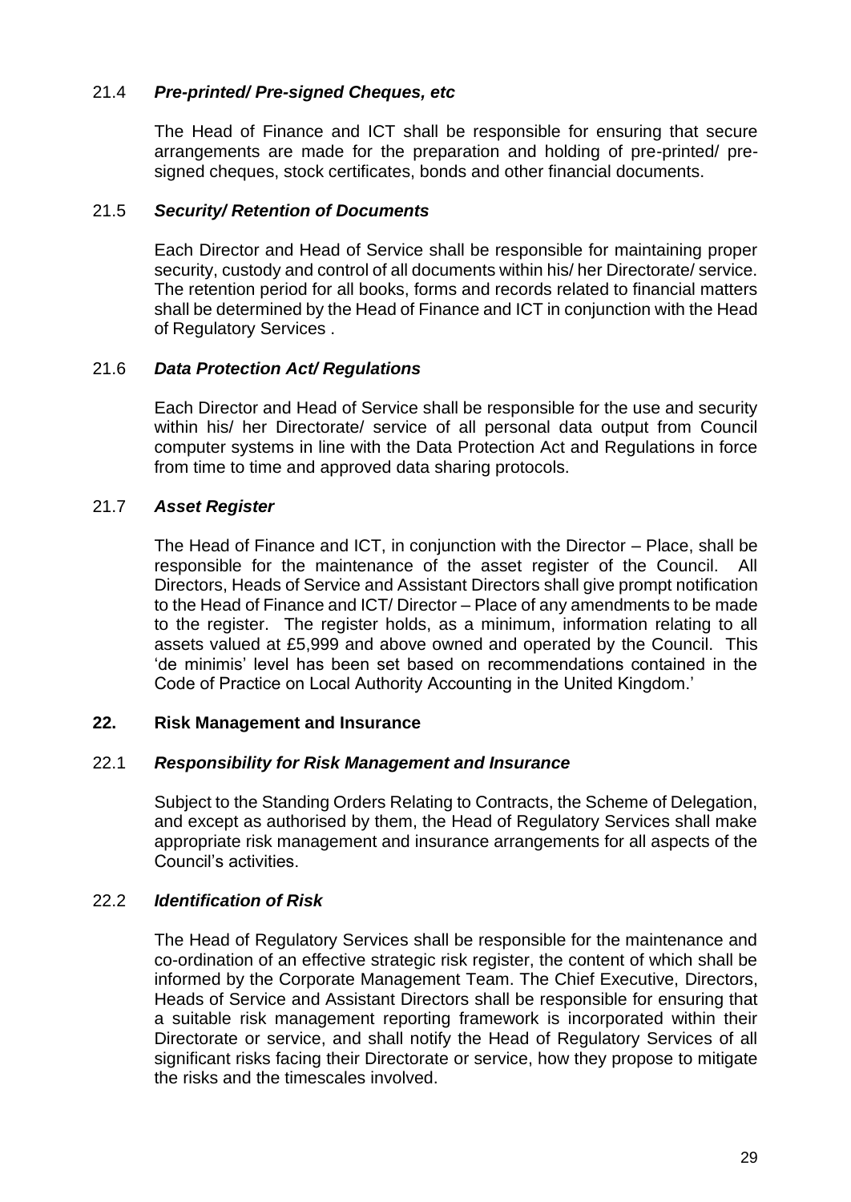21.4 ***Pre-printed/ Pre-signed Cheques, etc***

The Head of Finance and ICT shall be responsible for ensuring that secure arrangements are made for the preparation and holding of pre-printed/ pre-signed cheques, stock certificates, bonds and other financial documents.

21.5 ***Security/ Retention of Documents***

Each Director and Head of Service shall be responsible for maintaining proper security, custody and control of all documents within his/ her Directorate/ service. The retention period for all books, forms and records related to financial matters shall be determined by the Head of Finance and ICT in conjunction with the Head of Regulatory Services .

21.6 ***Data Protection Act/ Regulations***

Each Director and Head of Service shall be responsible for the use and security within his/ her Directorate/ service of all personal data output from Council computer systems in line with the Data Protection Act and Regulations in force from time to time and approved data sharing protocols.

21.7 ***Asset Register***

The Head of Finance and ICT, in conjunction with the Director – Place, shall be responsible for the maintenance of the asset register of the Council. All Directors, Heads of Service and Assistant Directors shall give prompt notification to the Head of Finance and ICT/ Director – Place of any amendments to be made to the register. The register holds, as a minimum, information relating to all assets valued at £5,999 and above owned and operated by the Council. This 'de minimis' level has been set based on recommendations contained in the Code of Practice on Local Authority Accounting in the United Kingdom.'

## 22. Risk Management and Insurance

22.1 ***Responsibility for Risk Management and Insurance***

Subject to the Standing Orders Relating to Contracts, the Scheme of Delegation, and except as authorised by them, the Head of Regulatory Services shall make appropriate risk management and insurance arrangements for all aspects of the Council's activities.

22.2 ***Identification of Risk***

The Head of Regulatory Services shall be responsible for the maintenance and co-ordination of an effective strategic risk register, the content of which shall be informed by the Corporate Management Team. The Chief Executive, Directors, Heads of Service and Assistant Directors shall be responsible for ensuring that a suitable risk management reporting framework is incorporated within their Directorate or service, and shall notify the Head of Regulatory Services of all significant risks facing their Directorate or service, how they propose to mitigate the risks and the timescales involved.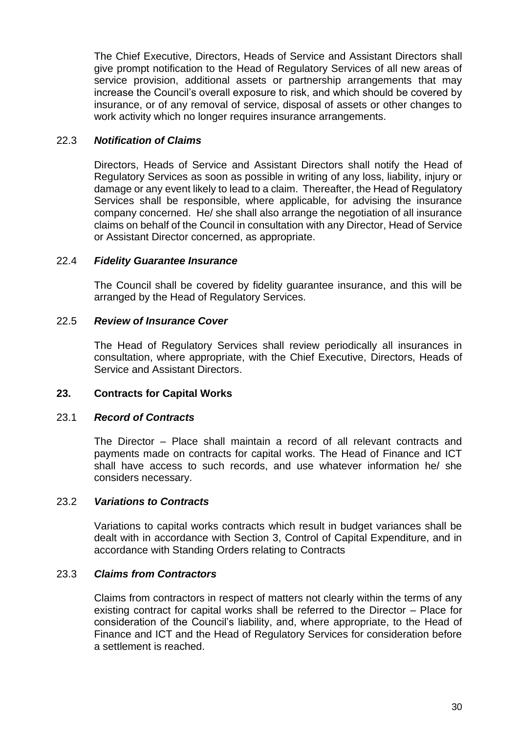The Chief Executive, Directors, Heads of Service and Assistant Directors shall give prompt notification to the Head of Regulatory Services of all new areas of service provision, additional assets or partnership arrangements that may increase the Council's overall exposure to risk, and which should be covered by insurance, or of any removal of service, disposal of assets or other changes to work activity which no longer requires insurance arrangements.

22.3 ***Notification of Claims***

Directors, Heads of Service and Assistant Directors shall notify the Head of Regulatory Services as soon as possible in writing of any loss, liability, injury or damage or any event likely to lead to a claim. Thereafter, the Head of Regulatory Services shall be responsible, where applicable, for advising the insurance company concerned. He/ she shall also arrange the negotiation of all insurance claims on behalf of the Council in consultation with any Director, Head of Service or Assistant Director concerned, as appropriate.

22.4 ***Fidelity Guarantee Insurance***

The Council shall be covered by fidelity guarantee insurance, and this will be arranged by the Head of Regulatory Services.

22.5 ***Review of Insurance Cover***

The Head of Regulatory Services shall review periodically all insurances in consultation, where appropriate, with the Chief Executive, Directors, Heads of Service and Assistant Directors.

## 23. Contracts for Capital Works

23.1 ***Record of Contracts***

The Director – Place shall maintain a record of all relevant contracts and payments made on contracts for capital works. The Head of Finance and ICT shall have access to such records, and use whatever information he/ she considers necessary.

23.2 ***Variations to Contracts***

Variations to capital works contracts which result in budget variances shall be dealt with in accordance with Section 3, Control of Capital Expenditure, and in accordance with Standing Orders relating to Contracts

23.3 ***Claims from Contractors***

Claims from contractors in respect of matters not clearly within the terms of any existing contract for capital works shall be referred to the Director – Place for consideration of the Council's liability, and, where appropriate, to the Head of Finance and ICT and the Head of Regulatory Services for consideration before a settlement is reached.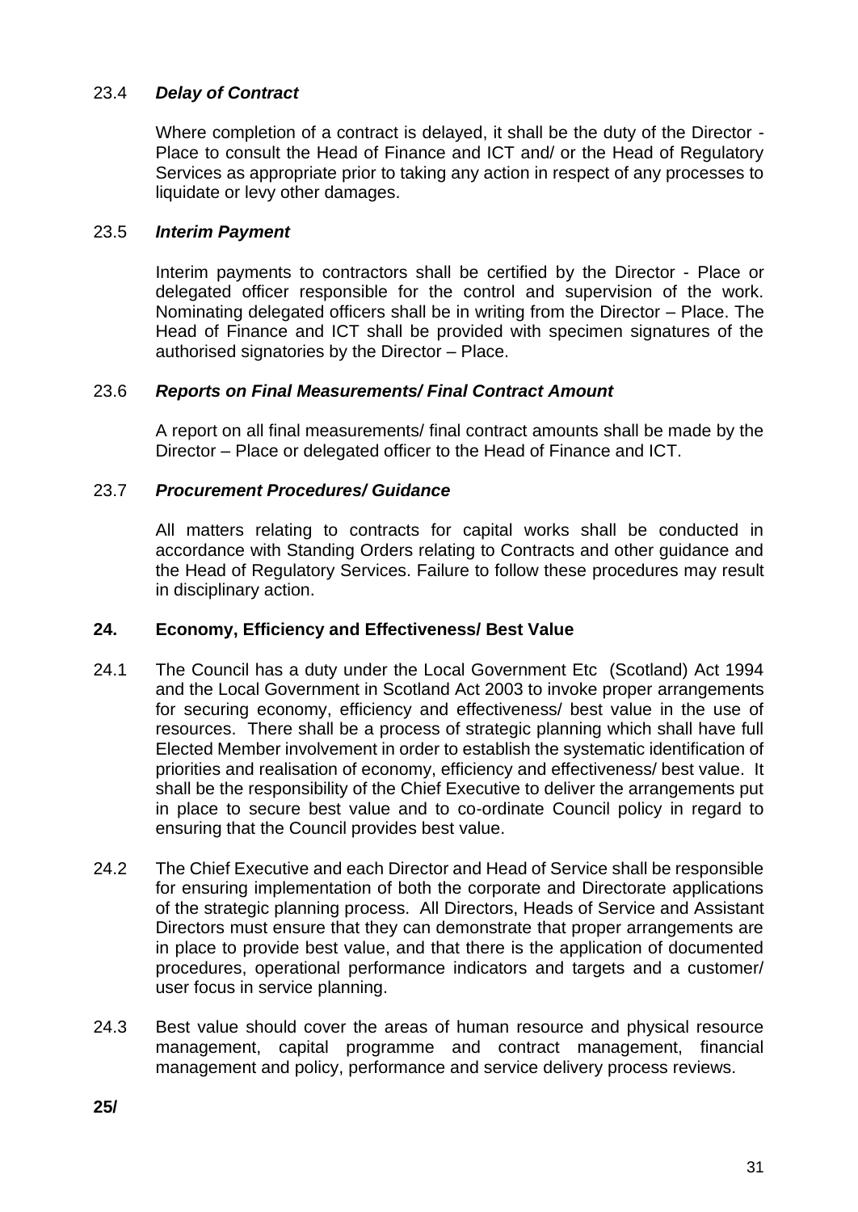23.4 ***Delay of Contract***

Where completion of a contract is delayed, it shall be the duty of the Director - Place to consult the Head of Finance and ICT and/ or the Head of Regulatory Services as appropriate prior to taking any action in respect of any processes to liquidate or levy other damages.

23.5 ***Interim Payment***

Interim payments to contractors shall be certified by the Director - Place or delegated officer responsible for the control and supervision of the work. Nominating delegated officers shall be in writing from the Director – Place. The Head of Finance and ICT shall be provided with specimen signatures of the authorised signatories by the Director – Place.

23.6 ***Reports on Final Measurements/ Final Contract Amount***

A report on all final measurements/ final contract amounts shall be made by the Director – Place or delegated officer to the Head of Finance and ICT.

23.7 ***Procurement Procedures/ Guidance***

All matters relating to contracts for capital works shall be conducted in accordance with Standing Orders relating to Contracts and other guidance and the Head of Regulatory Services. Failure to follow these procedures may result in disciplinary action.

## 24. Economy, Efficiency and Effectiveness/ Best Value

24.1 The Council has a duty under the Local Government Etc (Scotland) Act 1994 and the Local Government in Scotland Act 2003 to invoke proper arrangements for securing economy, efficiency and effectiveness/ best value in the use of resources. There shall be a process of strategic planning which shall have full Elected Member involvement in order to establish the systematic identification of priorities and realisation of economy, efficiency and effectiveness/ best value. It shall be the responsibility of the Chief Executive to deliver the arrangements put in place to secure best value and to co-ordinate Council policy in regard to ensuring that the Council provides best value.

24.2 The Chief Executive and each Director and Head of Service shall be responsible for ensuring implementation of both the corporate and Directorate applications of the strategic planning process. All Directors, Heads of Service and Assistant Directors must ensure that they can demonstrate that proper arrangements are in place to provide best value, and that there is the application of documented procedures, operational performance indicators and targets and a customer/ user focus in service planning.

24.3 Best value should cover the areas of human resource and physical resource management, capital programme and contract management, financial management and policy, performance and service delivery process reviews.

**25/**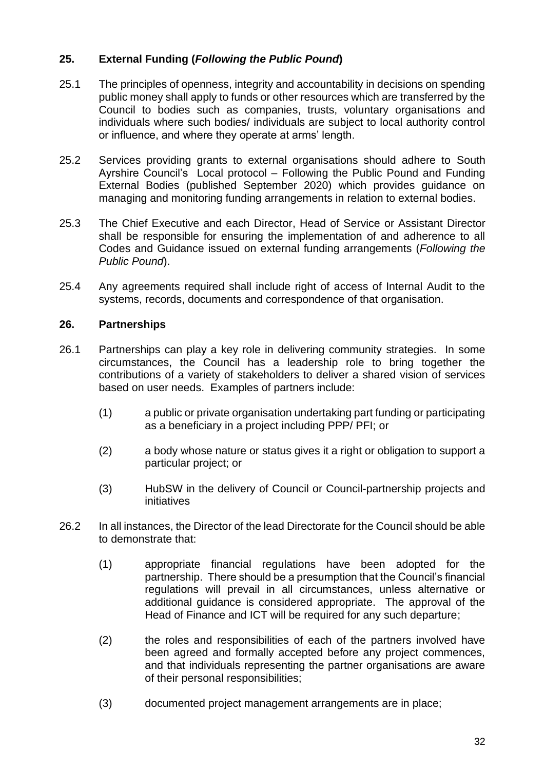## 25. External Funding (*Following the Public Pound*)

25.1 The principles of openness, integrity and accountability in decisions on spending public money shall apply to funds or other resources which are transferred by the Council to bodies such as companies, trusts, voluntary organisations and individuals where such bodies/ individuals are subject to local authority control or influence, and where they operate at arms' length.

25.2 Services providing grants to external organisations should adhere to South Ayrshire Council's Local protocol – Following the Public Pound and Funding External Bodies (published September 2020) which provides guidance on managing and monitoring funding arrangements in relation to external bodies.

25.3 The Chief Executive and each Director, Head of Service or Assistant Director shall be responsible for ensuring the implementation of and adherence to all Codes and Guidance issued on external funding arrangements (*Following the Public Pound*).

25.4 Any agreements required shall include right of access of Internal Audit to the systems, records, documents and correspondence of that organisation.

## 26. Partnerships

26.1 Partnerships can play a key role in delivering community strategies. In some circumstances, the Council has a leadership role to bring together the contributions of a variety of stakeholders to deliver a shared vision of services based on user needs. Examples of partners include:

- (1) a public or private organisation undertaking part funding or participating as a beneficiary in a project including PPP/ PFI; or
- (2) a body whose nature or status gives it a right or obligation to support a particular project; or
- (3) HubSW in the delivery of Council or Council-partnership projects and initiatives

26.2 In all instances, the Director of the lead Directorate for the Council should be able to demonstrate that:

- (1) appropriate financial regulations have been adopted for the partnership. There should be a presumption that the Council's financial regulations will prevail in all circumstances, unless alternative or additional guidance is considered appropriate. The approval of the Head of Finance and ICT will be required for any such departure;
- (2) the roles and responsibilities of each of the partners involved have been agreed and formally accepted before any project commences, and that individuals representing the partner organisations are aware of their personal responsibilities;
- (3) documented project management arrangements are in place;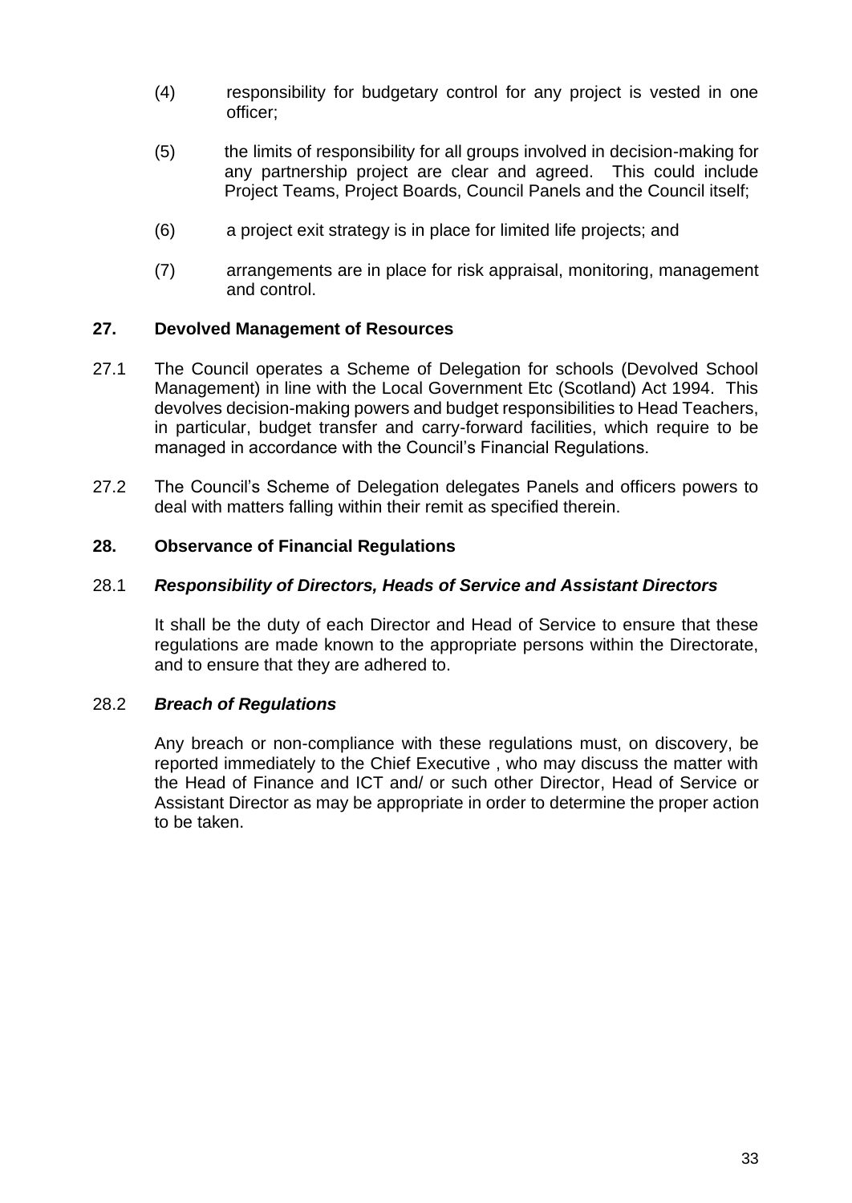(4) responsibility for budgetary control for any project is vested in one officer;

(5) the limits of responsibility for all groups involved in decision-making for any partnership project are clear and agreed. This could include Project Teams, Project Boards, Council Panels and the Council itself;

(6) a project exit strategy is in place for limited life projects; and

(7) arrangements are in place for risk appraisal, monitoring, management and control.

## 27. Devolved Management of Resources

27.1 The Council operates a Scheme of Delegation for schools (Devolved School Management) in line with the Local Government Etc (Scotland) Act 1994. This devolves decision-making powers and budget responsibilities to Head Teachers, in particular, budget transfer and carry-forward facilities, which require to be managed in accordance with the Council's Financial Regulations.

27.2 The Council's Scheme of Delegation delegates Panels and officers powers to deal with matters falling within their remit as specified therein.

## 28. Observance of Financial Regulations

### 28.1 *Responsibility of Directors, Heads of Service and Assistant Directors*

It shall be the duty of each Director and Head of Service to ensure that these regulations are made known to the appropriate persons within the Directorate, and to ensure that they are adhered to.

### 28.2 *Breach of Regulations*

Any breach or non-compliance with these regulations must, on discovery, be reported immediately to the Chief Executive , who may discuss the matter with the Head of Finance and ICT and/ or such other Director, Head of Service or Assistant Director as may be appropriate in order to determine the proper action to be taken.